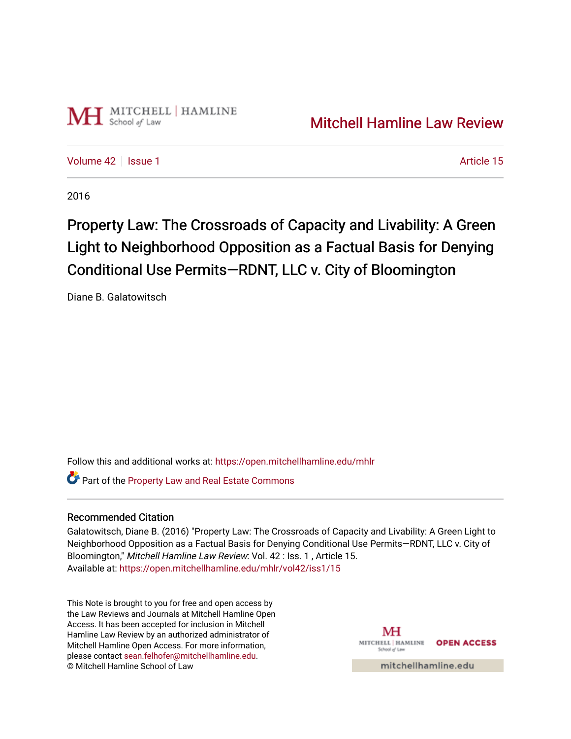MITCHELL | HAMLINE School of Law

Mitchell Hamline Law Review

Volume 42 | Issue 1 | Article 15

2016

# Property Law: The Crossroads of Capacity and Livability: A Green Light to Neighborhood Opposition as a Factual Basis for Denying Conditional Use Permits—RDNT, LLC v. City of Bloomington

Diane B. Galatowitsch

Follow this and additional works at: https://open.mitchellhamline.edu/mhlr

Part of the Property Law and Real Estate Commons

## Recommended Citation

Galatowitsch, Diane B. (2016) "Property Law: The Crossroads of Capacity and Livability: A Green Light to Neighborhood Opposition as a Factual Basis for Denying Conditional Use Permits—RDNT, LLC v. City of Bloomington," *Mitchell Hamline Law Review*: Vol. 42 : Iss. 1 , Article 15.
Available at: https://open.mitchellhamline.edu/mhlr/vol42/iss1/15

This Note is brought to you for free and open access by the Law Reviews and Journals at Mitchell Hamline Open Access. It has been accepted for inclusion in Mitchell Hamline Law Review by an authorized administrator of Mitchell Hamline Open Access. For more information, please contact sean.felhofer@mitchellhamline.edu.
© Mitchell Hamline School of Law

MITCHELL | HAMLINE School of Law OPEN ACCESS

mitchellhamline.edu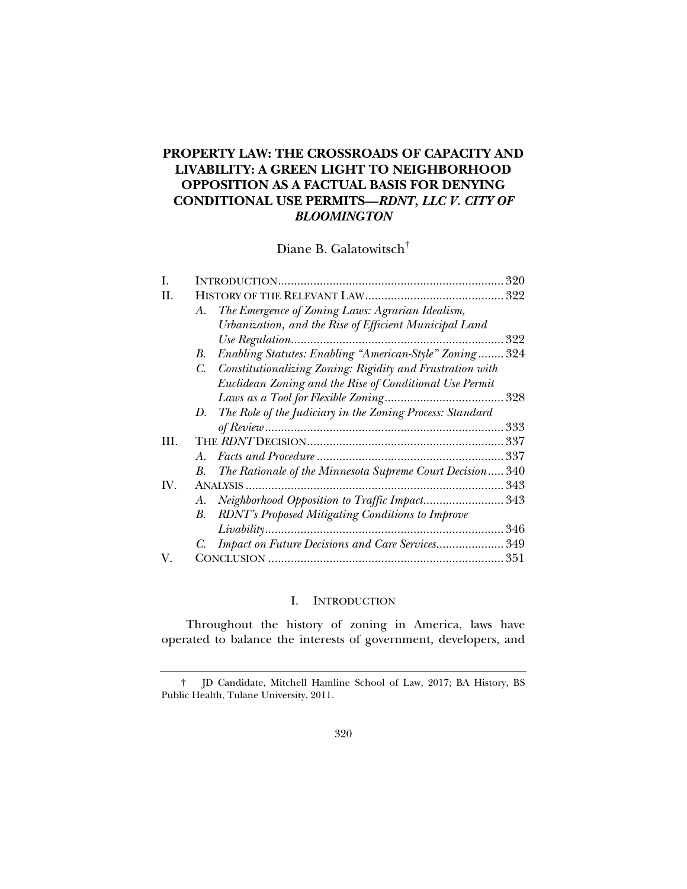# PROPERTY LAW: THE CROSSROADS OF CAPACITY AND LIVABILITY: A GREEN LIGHT TO NEIGHBORHOOD OPPOSITION AS A FACTUAL BASIS FOR DENYING CONDITIONAL USE PERMITS—*RDNT, LLC V. CITY OF BLOOMINGTON*

Diane B. Galatowitsch[†]

| | | | |
|---|---|---|---|
| I. | INTRODUCTION | | 320 |
| II. | HISTORY OF THE RELEVANT LAW | | 322 |
| | *A.* | *The Emergence of Zoning Laws: Agrarian Idealism, Urbanization, and the Rise of Efficient Municipal Land Use Regulation* | 322 |
| | *B.* | *Enabling Statutes: Enabling "American-Style" Zoning* | 324 |
| | *C.* | *Constitutionalizing Zoning: Rigidity and Frustration with Euclidean Zoning and the Rise of Conditional Use Permit Laws as a Tool for Flexible Zoning* | 328 |
| | *D.* | *The Role of the Judiciary in the Zoning Process: Standard of Review* | 333 |
| III. | THE *RDNT* DECISION | | 337 |
| | *A.* | *Facts and Procedure* | 337 |
| | *B.* | *The Rationale of the Minnesota Supreme Court Decision* | 340 |
| IV. | ANALYSIS | | 343 |
| | *A.* | *Neighborhood Opposition to Traffic Impact* | 343 |
| | *B.* | *RDNT's Proposed Mitigating Conditions to Improve Livability* | 346 |
| | *C.* | *Impact on Future Decisions and Care Services* | 349 |
| V. | CONCLUSION | | 351 |

## I. INTRODUCTION

Throughout the history of zoning in America, laws have operated to balance the interests of government, developers, and

---

† JD Candidate, Mitchell Hamline School of Law, 2017; BA History, BS Public Health, Tulane University, 2011.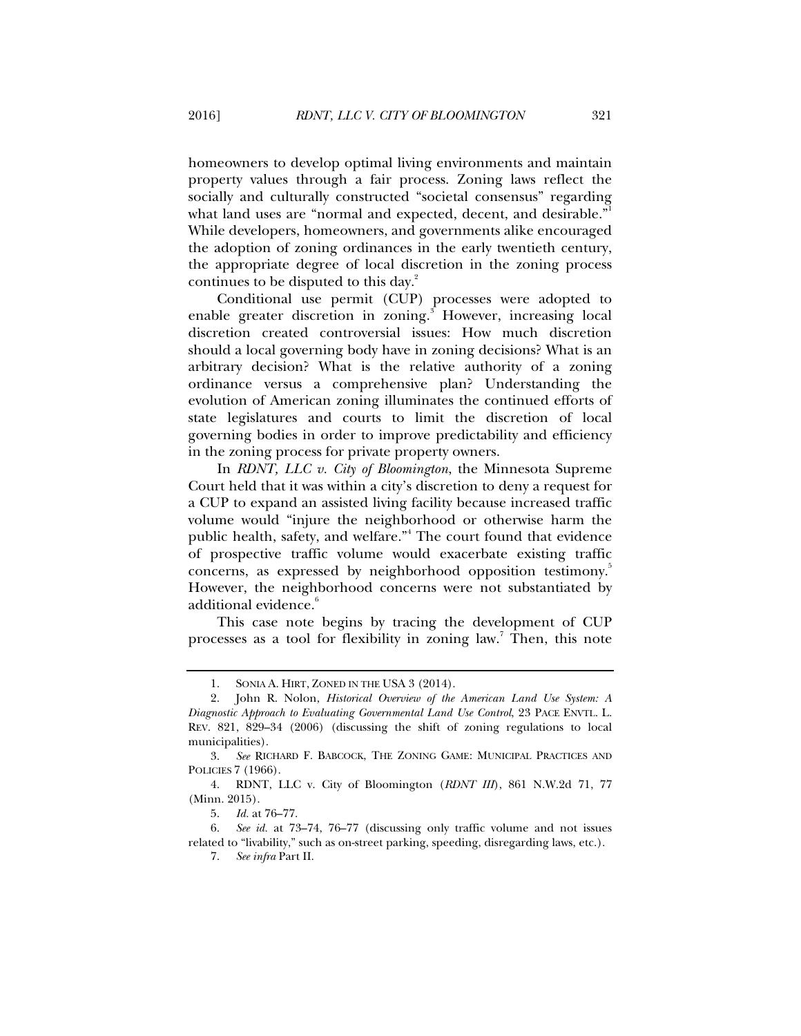homeowners to develop optimal living environments and maintain property values through a fair process. Zoning laws reflect the socially and culturally constructed "societal consensus" regarding what land uses are "normal and expected, decent, and desirable."[1] While developers, homeowners, and governments alike encouraged the adoption of zoning ordinances in the early twentieth century, the appropriate degree of local discretion in the zoning process continues to be disputed to this day.[2]

Conditional use permit (CUP) processes were adopted to enable greater discretion in zoning.[3] However, increasing local discretion created controversial issues: How much discretion should a local governing body have in zoning decisions? What is an arbitrary decision? What is the relative authority of a zoning ordinance versus a comprehensive plan? Understanding the evolution of American zoning illuminates the continued efforts of state legislatures and courts to limit the discretion of local governing bodies in order to improve predictability and efficiency in the zoning process for private property owners.

In *RDNT, LLC v. City of Bloomington*, the Minnesota Supreme Court held that it was within a city's discretion to deny a request for a CUP to expand an assisted living facility because increased traffic volume would "injure the neighborhood or otherwise harm the public health, safety, and welfare."[4] The court found that evidence of prospective traffic volume would exacerbate existing traffic concerns, as expressed by neighborhood opposition testimony.[5] However, the neighborhood concerns were not substantiated by additional evidence.[6]

This case note begins by tracing the development of CUP processes as a tool for flexibility in zoning law.[7] Then, this note

---

1. SONIA A. HIRT, ZONED IN THE USA 3 (2014).

2. John R. Nolon, *Historical Overview of the American Land Use System: A Diagnostic Approach to Evaluating Governmental Land Use Control*, 23 PACE ENVTL. L. REV. 821, 829–34 (2006) (discussing the shift of zoning regulations to local municipalities).

3. *See* RICHARD F. BABCOCK, THE ZONING GAME: MUNICIPAL PRACTICES AND POLICIES 7 (1966).

4. RDNT, LLC v. City of Bloomington (*RDNT III*), 861 N.W.2d 71, 77 (Minn. 2015).

5. *Id.* at 76–77.

6. *See id.* at 73–74, 76–77 (discussing only traffic volume and not issues related to "livability," such as on-street parking, speeding, disregarding laws, etc.).

7. *See infra* Part II.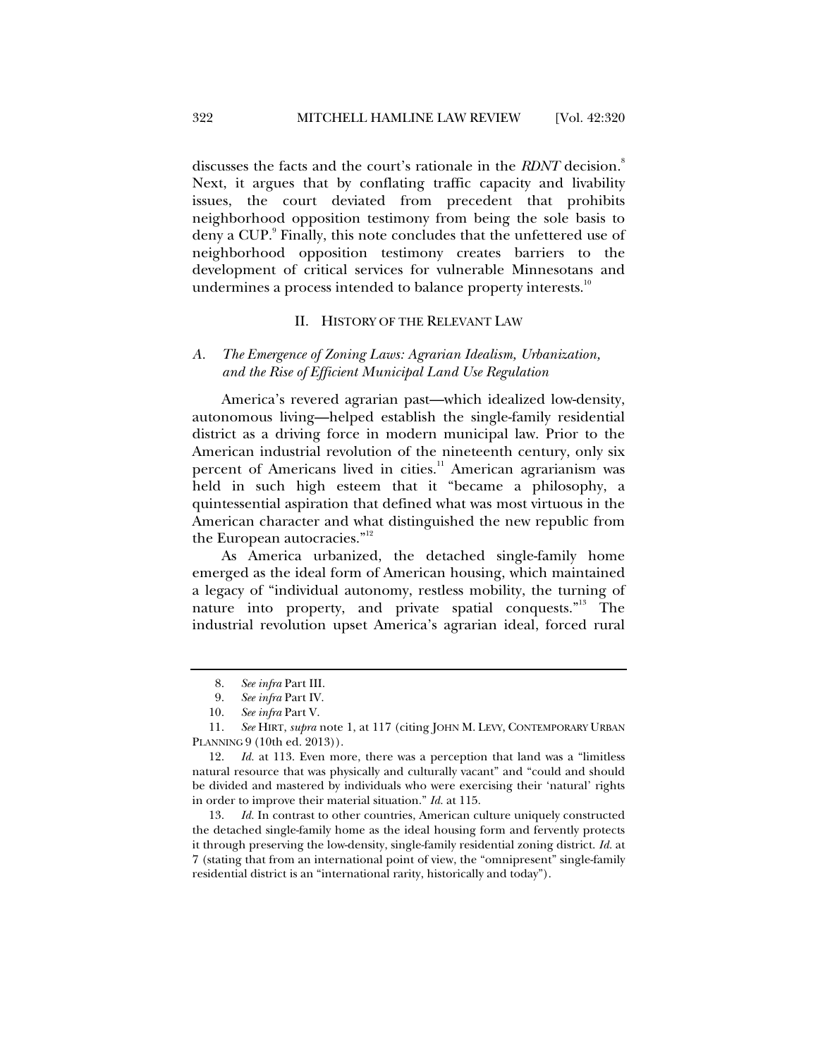discusses the facts and the court's rationale in the *RDNT* decision.[8] Next, it argues that by conflating traffic capacity and livability issues, the court deviated from precedent that prohibits neighborhood opposition testimony from being the sole basis to deny a CUP.[9] Finally, this note concludes that the unfettered use of neighborhood opposition testimony creates barriers to the development of critical services for vulnerable Minnesotans and undermines a process intended to balance property interests.[10]

## II. HISTORY OF THE RELEVANT LAW

### *A. The Emergence of Zoning Laws: Agrarian Idealism, Urbanization, and the Rise of Efficient Municipal Land Use Regulation*

America's revered agrarian past—which idealized low-density, autonomous living—helped establish the single-family residential district as a driving force in modern municipal law. Prior to the American industrial revolution of the nineteenth century, only six percent of Americans lived in cities.[11] American agrarianism was held in such high esteem that it "became a philosophy, a quintessential aspiration that defined what was most virtuous in the American character and what distinguished the new republic from the European autocracies."[12]

As America urbanized, the detached single-family home emerged as the ideal form of American housing, which maintained a legacy of "individual autonomy, restless mobility, the turning of nature into property, and private spatial conquests."[13] The industrial revolution upset America's agrarian ideal, forced rural

---

8. *See infra* Part III.

9. *See infra* Part IV.

10. *See infra* Part V.

11. *See* HIRT, *supra* note 1, at 117 (citing JOHN M. LEVY, CONTEMPORARY URBAN PLANNING 9 (10th ed. 2013)).

12. *Id.* at 113. Even more, there was a perception that land was a "limitless natural resource that was physically and culturally vacant" and "could and should be divided and mastered by individuals who were exercising their 'natural' rights in order to improve their material situation." *Id.* at 115.

13. *Id.* In contrast to other countries, American culture uniquely constructed the detached single-family home as the ideal housing form and fervently protects it through preserving the low-density, single-family residential zoning district. *Id.* at 7 (stating that from an international point of view, the "omnipresent" single-family residential district is an "international rarity, historically and today").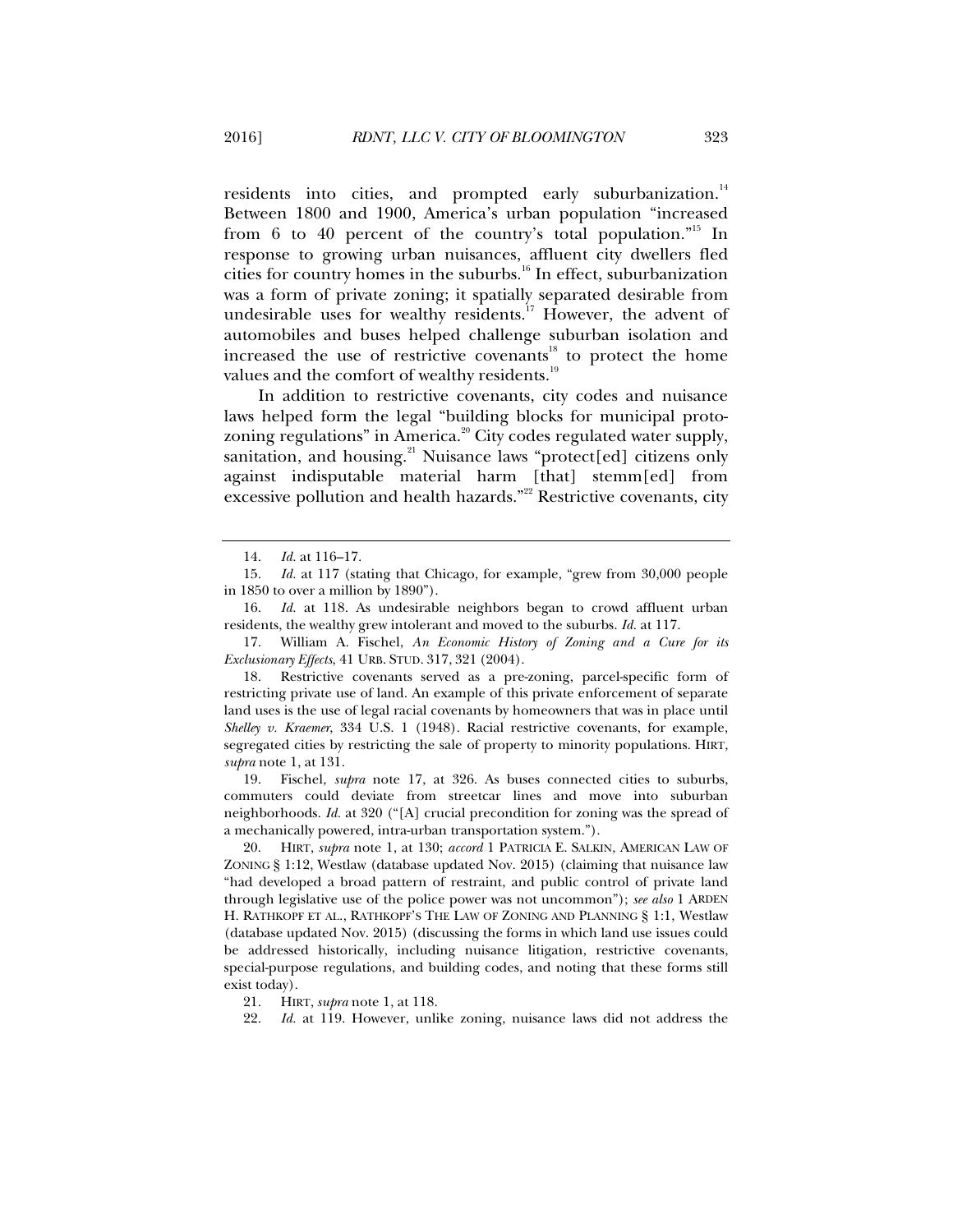residents into cities, and prompted early suburbanization.[14] Between 1800 and 1900, America's urban population "increased from 6 to 40 percent of the country's total population."[15] In response to growing urban nuisances, affluent city dwellers fled cities for country homes in the suburbs.[16] In effect, suburbanization was a form of private zoning; it spatially separated desirable from undesirable uses for wealthy residents.[17] However, the advent of automobiles and buses helped challenge suburban isolation and increased the use of restrictive covenants[18] to protect the home values and the comfort of wealthy residents.[19]

In addition to restrictive covenants, city codes and nuisance laws helped form the legal "building blocks for municipal proto-zoning regulations" in America.[20] City codes regulated water supply, sanitation, and housing.[21] Nuisance laws "protect[ed] citizens only against indisputable material harm [that] stemm[ed] from excessive pollution and health hazards."[22] Restrictive covenants, city

---

14. *Id.* at 116–17.

15. *Id.* at 117 (stating that Chicago, for example, "grew from 30,000 people in 1850 to over a million by 1890").

16. *Id.* at 118. As undesirable neighbors began to crowd affluent urban residents, the wealthy grew intolerant and moved to the suburbs. *Id.* at 117.

17. William A. Fischel, *An Economic History of Zoning and a Cure for its Exclusionary Effects*, 41 URB. STUD. 317, 321 (2004).

18. Restrictive covenants served as a pre-zoning, parcel-specific form of restricting private use of land. An example of this private enforcement of separate land uses is the use of legal racial covenants by homeowners that was in place until *Shelley v. Kraemer*, 334 U.S. 1 (1948). Racial restrictive covenants, for example, segregated cities by restricting the sale of property to minority populations. HIRT, *supra* note 1, at 131.

19. Fischel, *supra* note 17, at 326. As buses connected cities to suburbs, commuters could deviate from streetcar lines and move into suburban neighborhoods. *Id.* at 320 ("[A] crucial precondition for zoning was the spread of a mechanically powered, intra-urban transportation system.").

20. HIRT, *supra* note 1, at 130; *accord* 1 PATRICIA E. SALKIN, AMERICAN LAW OF ZONING § 1:12, Westlaw (database updated Nov. 2015) (claiming that nuisance law "had developed a broad pattern of restraint, and public control of private land through legislative use of the police power was not uncommon"); *see also* 1 ARDEN H. RATHKOPF ET AL., RATHKOPF'S THE LAW OF ZONING AND PLANNING § 1:1, Westlaw (database updated Nov. 2015) (discussing the forms in which land use issues could be addressed historically, including nuisance litigation, restrictive covenants, special-purpose regulations, and building codes, and noting that these forms still exist today).

21. HIRT, *supra* note 1, at 118.

22. *Id.* at 119. However, unlike zoning, nuisance laws did not address the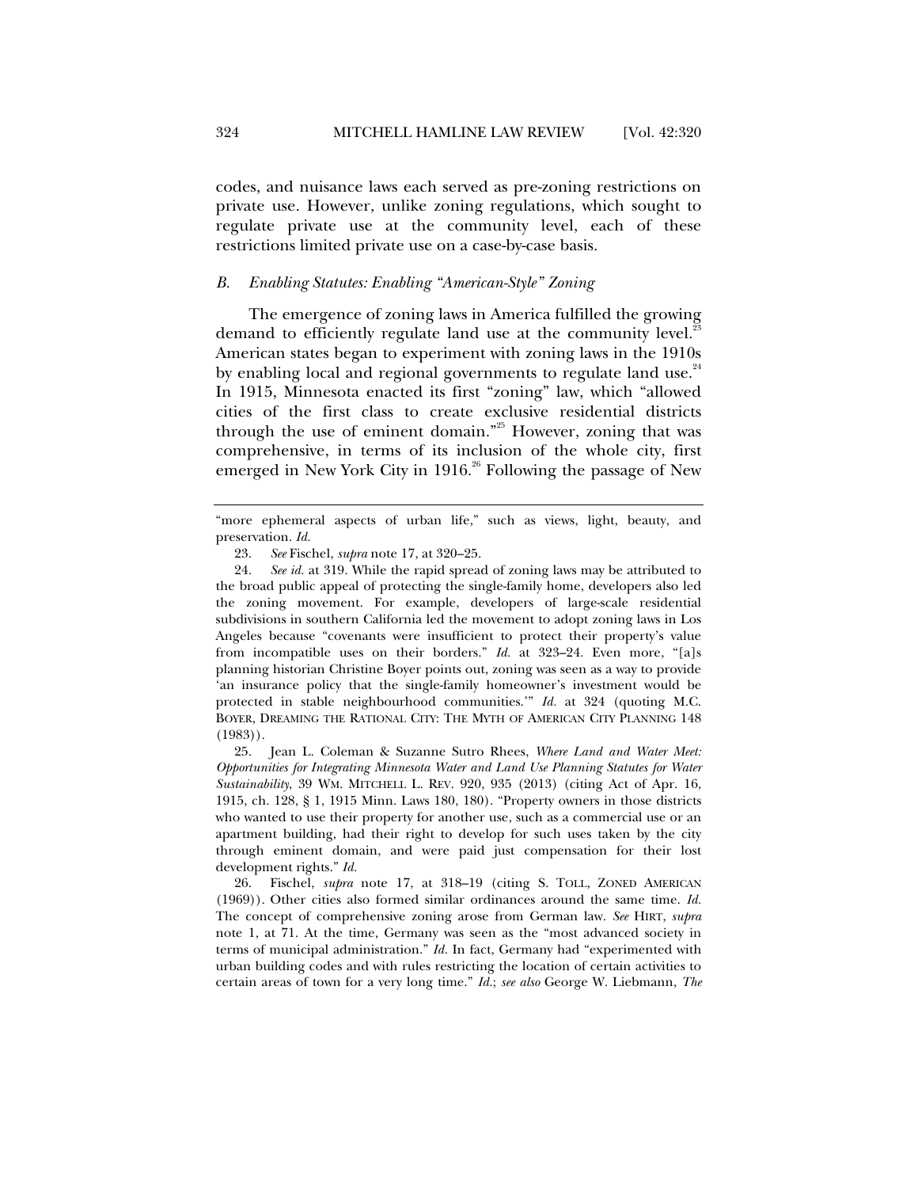codes, and nuisance laws each served as pre-zoning restrictions on private use. However, unlike zoning regulations, which sought to regulate private use at the community level, each of these restrictions limited private use on a case-by-case basis.

### *B. Enabling Statutes: Enabling "American-Style" Zoning*

The emergence of zoning laws in America fulfilled the growing demand to efficiently regulate land use at the community level.[23] American states began to experiment with zoning laws in the 1910s by enabling local and regional governments to regulate land use.[24] In 1915, Minnesota enacted its first "zoning" law, which "allowed cities of the first class to create exclusive residential districts through the use of eminent domain."[25] However, zoning that was comprehensive, in terms of its inclusion of the whole city, first emerged in New York City in 1916.[26] Following the passage of New

---

"more ephemeral aspects of urban life," such as views, light, beauty, and preservation. *Id.*

23. *See* Fischel, *supra* note 17, at 320–25.

24. *See id.* at 319. While the rapid spread of zoning laws may be attributed to the broad public appeal of protecting the single-family home, developers also led the zoning movement. For example, developers of large-scale residential subdivisions in southern California led the movement to adopt zoning laws in Los Angeles because "covenants were insufficient to protect their property's value from incompatible uses on their borders." *Id.* at 323–24. Even more, "[a]s planning historian Christine Boyer points out, zoning was seen as a way to provide 'an insurance policy that the single-family homeowner's investment would be protected in stable neighbourhood communities.'" *Id.* at 324 (quoting M.C. BOYER, DREAMING THE RATIONAL CITY: THE MYTH OF AMERICAN CITY PLANNING 148 (1983)).

25. Jean L. Coleman & Suzanne Sutro Rhees, *Where Land and Water Meet: Opportunities for Integrating Minnesota Water and Land Use Planning Statutes for Water Sustainability*, 39 WM. MITCHELL L. REV. 920, 935 (2013) (citing Act of Apr. 16, 1915, ch. 128, § 1, 1915 Minn. Laws 180, 180). "Property owners in those districts who wanted to use their property for another use, such as a commercial use or an apartment building, had their right to develop for such uses taken by the city through eminent domain, and were paid just compensation for their lost development rights." *Id.*

26. Fischel, *supra* note 17, at 318–19 (citing S. TOLL, ZONED AMERICAN (1969)). Other cities also formed similar ordinances around the same time. *Id.* The concept of comprehensive zoning arose from German law. *See* HIRT, *supra* note 1, at 71. At the time, Germany was seen as the "most advanced society in terms of municipal administration." *Id.* In fact, Germany had "experimented with urban building codes and with rules restricting the location of certain activities to certain areas of town for a very long time." *Id.*; *see also* George W. Liebmann, *The*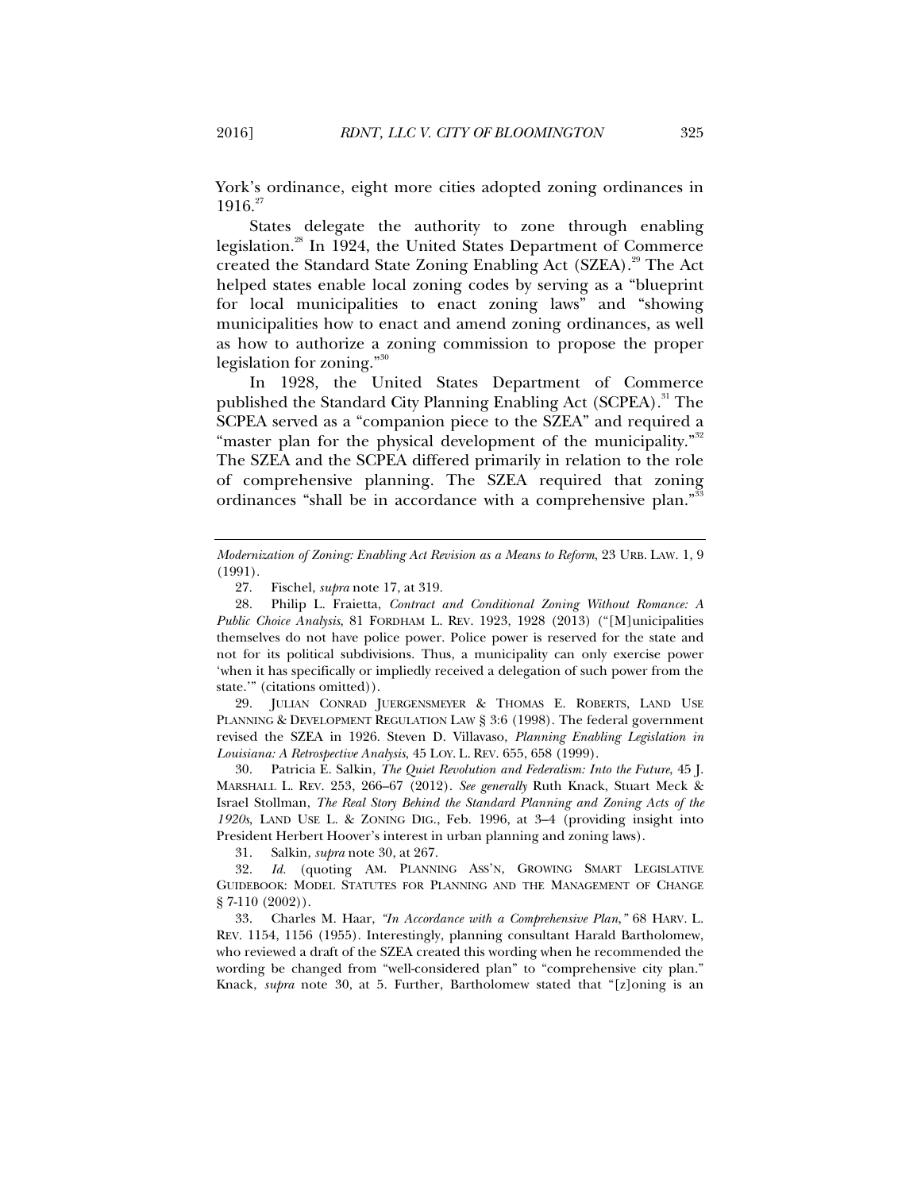York's ordinance, eight more cities adopted zoning ordinances in 1916.[27]

States delegate the authority to zone through enabling legislation.[28] In 1924, the United States Department of Commerce created the Standard State Zoning Enabling Act (SZEA).[29] The Act helped states enable local zoning codes by serving as a "blueprint for local municipalities to enact zoning laws" and "showing municipalities how to enact and amend zoning ordinances, as well as how to authorize a zoning commission to propose the proper legislation for zoning."[30]

In 1928, the United States Department of Commerce published the Standard City Planning Enabling Act (SCPEA).[31] The SCPEA served as a "companion piece to the SZEA" and required a "master plan for the physical development of the municipality."[32] The SZEA and the SCPEA differed primarily in relation to the role of comprehensive planning. The SZEA required that zoning ordinances "shall be in accordance with a comprehensive plan."[33]

---

*Modernization of Zoning: Enabling Act Revision as a Means to Reform*, 23 URB. LAW. 1, 9 (1991).

27. Fischel, *supra* note 17, at 319.

28. Philip L. Fraietta, *Contract and Conditional Zoning Without Romance: A Public Choice Analysis*, 81 FORDHAM L. REV. 1923, 1928 (2013) ("[M]unicipalities themselves do not have police power. Police power is reserved for the state and not for its political subdivisions. Thus, a municipality can only exercise power 'when it has specifically or impliedly received a delegation of such power from the state.'" (citations omitted)).

29. JULIAN CONRAD JUERGENSMEYER & THOMAS E. ROBERTS, LAND USE PLANNING & DEVELOPMENT REGULATION LAW § 3:6 (1998). The federal government revised the SZEA in 1926. Steven D. Villavaso, *Planning Enabling Legislation in Louisiana: A Retrospective Analysis*, 45 LOY. L. REV. 655, 658 (1999).

30. Patricia E. Salkin, *The Quiet Revolution and Federalism: Into the Future*, 45 J. MARSHALL L. REV. 253, 266–67 (2012). *See generally* Ruth Knack, Stuart Meck & Israel Stollman, *The Real Story Behind the Standard Planning and Zoning Acts of the 1920s*, LAND USE L. & ZONING DIG., Feb. 1996, at 3–4 (providing insight into President Herbert Hoover's interest in urban planning and zoning laws).

31. Salkin, *supra* note 30, at 267.

32. *Id.* (quoting AM. PLANNING ASS'N, GROWING SMART LEGISLATIVE GUIDEBOOK: MODEL STATUTES FOR PLANNING AND THE MANAGEMENT OF CHANGE § 7-110 (2002)).

33. Charles M. Haar, *"In Accordance with a Comprehensive Plan,"* 68 HARV. L. REV. 1154, 1156 (1955). Interestingly, planning consultant Harald Bartholomew, who reviewed a draft of the SZEA created this wording when he recommended the wording be changed from "well-considered plan" to "comprehensive city plan." Knack, *supra* note 30, at 5. Further, Bartholomew stated that "[z]oning is an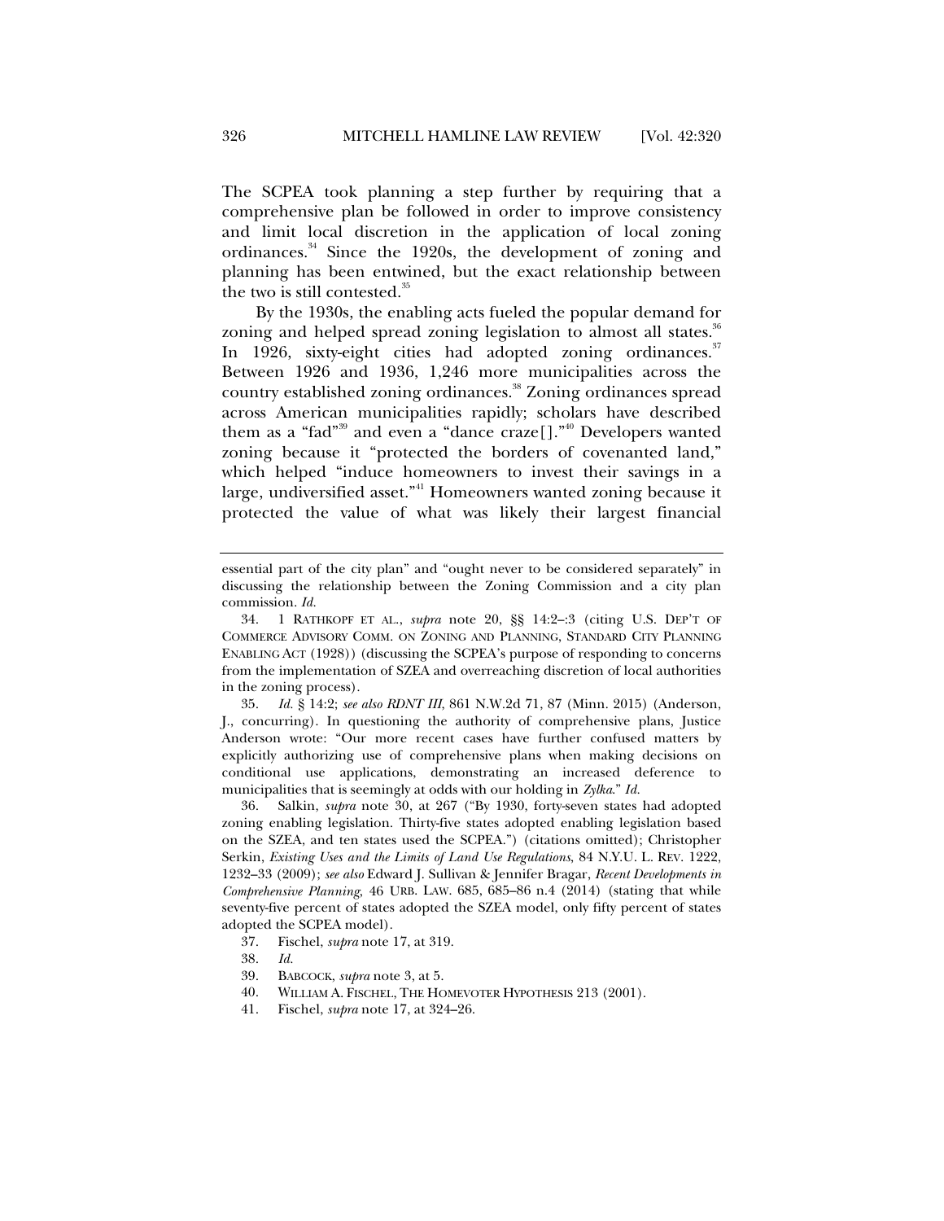The SCPEA took planning a step further by requiring that a comprehensive plan be followed in order to improve consistency and limit local discretion in the application of local zoning ordinances.[34] Since the 1920s, the development of zoning and planning has been entwined, but the exact relationship between the two is still contested.[35]

By the 1930s, the enabling acts fueled the popular demand for zoning and helped spread zoning legislation to almost all states.[36] In 1926, sixty-eight cities had adopted zoning ordinances.[37] Between 1926 and 1936, 1,246 more municipalities across the country established zoning ordinances.[38] Zoning ordinances spread across American municipalities rapidly; scholars have described them as a "fad"[39] and even a "dance craze[]."[40] Developers wanted zoning because it "protected the borders of covenanted land," which helped "induce homeowners to invest their savings in a large, undiversified asset."[41] Homeowners wanted zoning because it protected the value of what was likely their largest financial

---

essential part of the city plan" and "ought never to be considered separately" in discussing the relationship between the Zoning Commission and a city plan commission. *Id.*

34. 1 RATHKOPF ET AL., *supra* note 20, §§ 14:2–:3 (citing U.S. DEP'T OF COMMERCE ADVISORY COMM. ON ZONING AND PLANNING, STANDARD CITY PLANNING ENABLING ACT (1928)) (discussing the SCPEA's purpose of responding to concerns from the implementation of SZEA and overreaching discretion of local authorities in the zoning process).

35. *Id.* § 14:2; *see also RDNT III*, 861 N.W.2d 71, 87 (Minn. 2015) (Anderson, J., concurring). In questioning the authority of comprehensive plans, Justice Anderson wrote: "Our more recent cases have further confused matters by explicitly authorizing use of comprehensive plans when making decisions on conditional use applications, demonstrating an increased deference to municipalities that is seemingly at odds with our holding in *Zylka*." *Id.*

36. Salkin, *supra* note 30, at 267 ("By 1930, forty-seven states had adopted zoning enabling legislation. Thirty-five states adopted enabling legislation based on the SZEA, and ten states used the SCPEA.") (citations omitted); Christopher Serkin, *Existing Uses and the Limits of Land Use Regulations*, 84 N.Y.U. L. REV. 1222, 1232–33 (2009); *see also* Edward J. Sullivan & Jennifer Bragar, *Recent Developments in Comprehensive Planning*, 46 URB. LAW. 685, 685–86 n.4 (2014) (stating that while seventy-five percent of states adopted the SZEA model, only fifty percent of states adopted the SCPEA model).

37. Fischel, *supra* note 17, at 319.

38. *Id.*

39. BABCOCK, *supra* note 3, at 5.

40. WILLIAM A. FISCHEL, THE HOMEVOTER HYPOTHESIS 213 (2001).

41. Fischel, *supra* note 17, at 324–26.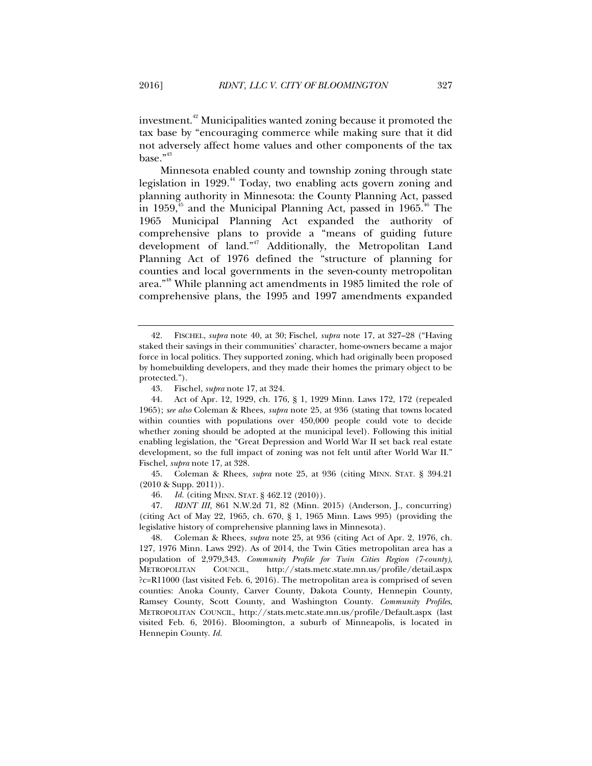investment.[42] Municipalities wanted zoning because it promoted the tax base by "encouraging commerce while making sure that it did not adversely affect home values and other components of the tax base."[43]

Minnesota enabled county and township zoning through state legislation in 1929.[44] Today, two enabling acts govern zoning and planning authority in Minnesota: the County Planning Act, passed in 1959,[45] and the Municipal Planning Act, passed in 1965.[46] The 1965 Municipal Planning Act expanded the authority of comprehensive plans to provide a "means of guiding future development of land."[47] Additionally, the Metropolitan Land Planning Act of 1976 defined the "structure of planning for counties and local governments in the seven-county metropolitan area."[48] While planning act amendments in 1985 limited the role of comprehensive plans, the 1995 and 1997 amendments expanded

---

42. FISCHEL, *supra* note 40, at 30; Fischel, *supra* note 17, at 327–28 ("Having staked their savings in their communities' character, home-owners became a major force in local politics. They supported zoning, which had originally been proposed by homebuilding developers, and they made their homes the primary object to be protected.").

43. Fischel, *supra* note 17, at 324.

44. Act of Apr. 12, 1929, ch. 176, § 1, 1929 Minn. Laws 172, 172 (repealed 1965); *see also* Coleman & Rhees, *supra* note 25, at 936 (stating that towns located within counties with populations over 450,000 people could vote to decide whether zoning should be adopted at the municipal level). Following this initial enabling legislation, the "Great Depression and World War II set back real estate development, so the full impact of zoning was not felt until after World War II." Fischel, *supra* note 17, at 328.

45. Coleman & Rhees, *supra* note 25, at 936 (citing MINN. STAT. § 394.21 (2010 & Supp. 2011)).

46. *Id.* (citing MINN. STAT. § 462.12 (2010)).

47. *RDNT III,* 861 N.W.2d 71, 82 (Minn. 2015) (Anderson, J., concurring) (citing Act of May 22, 1965, ch. 670, § 1, 1965 Minn. Laws 995) (providing the legislative history of comprehensive planning laws in Minnesota).

48. Coleman & Rhees, *supra* note 25, at 936 (citing Act of Apr. 2, 1976, ch. 127, 1976 Minn. Laws 292). As of 2014, the Twin Cities metropolitan area has a population of 2,979,343. *Community Profile for Twin Cities Region (7-county)*, METROPOLITAN COUNCIL, http://stats.metc.state.mn.us/profile/detail.aspx?c=R11000 (last visited Feb. 6, 2016). The metropolitan area is comprised of seven counties: Anoka County, Carver County, Dakota County, Hennepin County, Ramsey County, Scott County, and Washington County. *Community Profiles*, METROPOLITAN COUNCIL, http://stats.metc.state.mn.us/profile/Default.aspx (last visited Feb. 6, 2016). Bloomington, a suburb of Minneapolis, is located in Hennepin County. *Id.*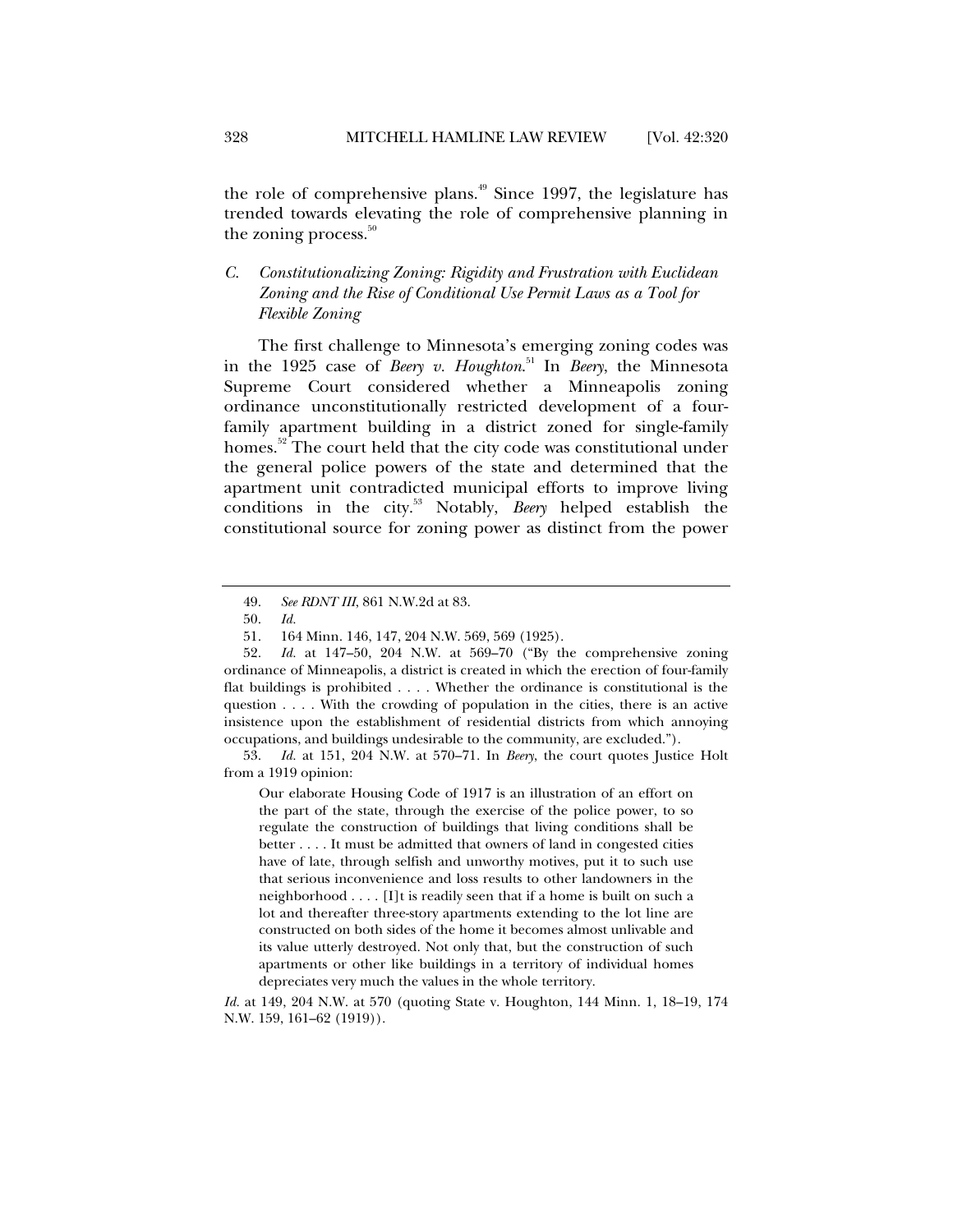the role of comprehensive plans.[49] Since 1997, the legislature has trended towards elevating the role of comprehensive planning in the zoning process.[50]

### *C. Constitutionalizing Zoning: Rigidity and Frustration with Euclidean Zoning and the Rise of Conditional Use Permit Laws as a Tool for Flexible Zoning*

The first challenge to Minnesota's emerging zoning codes was in the 1925 case of *Beery v. Houghton*.[51] In *Beery*, the Minnesota Supreme Court considered whether a Minneapolis zoning ordinance unconstitutionally restricted development of a four-family apartment building in a district zoned for single-family homes.[52] The court held that the city code was constitutional under the general police powers of the state and determined that the apartment unit contradicted municipal efforts to improve living conditions in the city.[53] Notably, *Beery* helped establish the constitutional source for zoning power as distinct from the power

---

49. *See RDNT III*, 861 N.W.2d at 83.

50. *Id.*

51. 164 Minn. 146, 147, 204 N.W. 569, 569 (1925).

52. *Id.* at 147–50, 204 N.W. at 569–70 ("By the comprehensive zoning ordinance of Minneapolis, a district is created in which the erection of four-family flat buildings is prohibited . . . . Whether the ordinance is constitutional is the question . . . . With the crowding of population in the cities, there is an active insistence upon the establishment of residential districts from which annoying occupations, and buildings undesirable to the community, are excluded.").

53. *Id.* at 151, 204 N.W. at 570–71. In *Beery*, the court quotes Justice Holt from a 1919 opinion:

> Our elaborate Housing Code of 1917 is an illustration of an effort on the part of the state, through the exercise of the police power, to so regulate the construction of buildings that living conditions shall be better . . . . It must be admitted that owners of land in congested cities have of late, through selfish and unworthy motives, put it to such use that serious inconvenience and loss results to other landowners in the neighborhood . . . . [I]t is readily seen that if a home is built on such a lot and thereafter three-story apartments extending to the lot line are constructed on both sides of the home it becomes almost unlivable and its value utterly destroyed. Not only that, but the construction of such apartments or other like buildings in a territory of individual homes depreciates very much the values in the whole territory.

*Id.* at 149, 204 N.W. at 570 (quoting State v. Houghton, 144 Minn. 1, 18–19, 174 N.W. 159, 161–62 (1919)).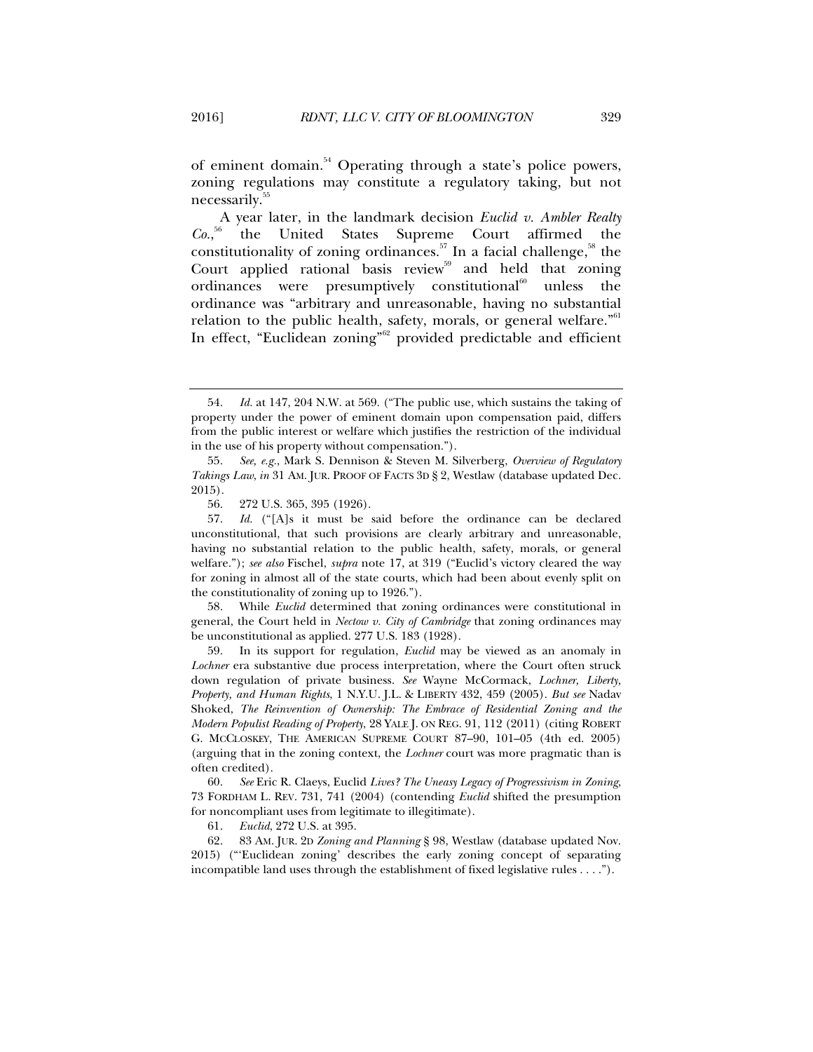of eminent domain.[54] Operating through a state's police powers, zoning regulations may constitute a regulatory taking, but not necessarily.[55]

A year later, in the landmark decision *Euclid v. Ambler Realty Co.*,[56] the United States Supreme Court affirmed the constitutionality of zoning ordinances.[57] In a facial challenge,[58] the Court applied rational basis review[59] and held that zoning ordinances were presumptively constitutional[60] unless the ordinance was "arbitrary and unreasonable, having no substantial relation to the public health, safety, morals, or general welfare."[61] In effect, "Euclidean zoning"[62] provided predictable and efficient

---

54. *Id.* at 147, 204 N.W. at 569. ("The public use, which sustains the taking of property under the power of eminent domain upon compensation paid, differs from the public interest or welfare which justifies the restriction of the individual in the use of his property without compensation.").

55. *See, e.g.*, Mark S. Dennison & Steven M. Silverberg, *Overview of Regulatory Takings Law*, *in* 31 AM. JUR. PROOF OF FACTS 3D § 2, Westlaw (database updated Dec. 2015).

56. 272 U.S. 365, 395 (1926).

57. *Id.* ("[A]s it must be said before the ordinance can be declared unconstitutional, that such provisions are clearly arbitrary and unreasonable, having no substantial relation to the public health, safety, morals, or general welfare."); *see also* Fischel, *supra* note 17, at 319 ("Euclid's victory cleared the way for zoning in almost all of the state courts, which had been about evenly split on the constitutionality of zoning up to 1926.").

58. While *Euclid* determined that zoning ordinances were constitutional in general, the Court held in *Nectow v. City of Cambridge* that zoning ordinances may be unconstitutional as applied. 277 U.S. 183 (1928).

59. In its support for regulation, *Euclid* may be viewed as an anomaly in *Lochner* era substantive due process interpretation, where the Court often struck down regulation of private business. *See* Wayne McCormack, *Lochner, Liberty, Property, and Human Rights*, 1 N.Y.U. J.L. & LIBERTY 432, 459 (2005). *But see* Nadav Shoked, *The Reinvention of Ownership: The Embrace of Residential Zoning and the Modern Populist Reading of Property*, 28 YALE J. ON REG. 91, 112 (2011) (citing ROBERT G. MCCLOSKEY, THE AMERICAN SUPREME COURT 87–90, 101–05 (4th ed. 2005) (arguing that in the zoning context, the *Lochner* court was more pragmatic than is often credited).

60. *See* Eric R. Claeys, Euclid *Lives? The Uneasy Legacy of Progressivism in Zoning*, 73 FORDHAM L. REV. 731, 741 (2004) (contending *Euclid* shifted the presumption for noncompliant uses from legitimate to illegitimate).

61. *Euclid*, 272 U.S. at 395.

62. 83 AM. JUR. 2D *Zoning and Planning* § 98, Westlaw (database updated Nov. 2015) ("'Euclidean zoning' describes the early zoning concept of separating incompatible land uses through the establishment of fixed legislative rules . . . .").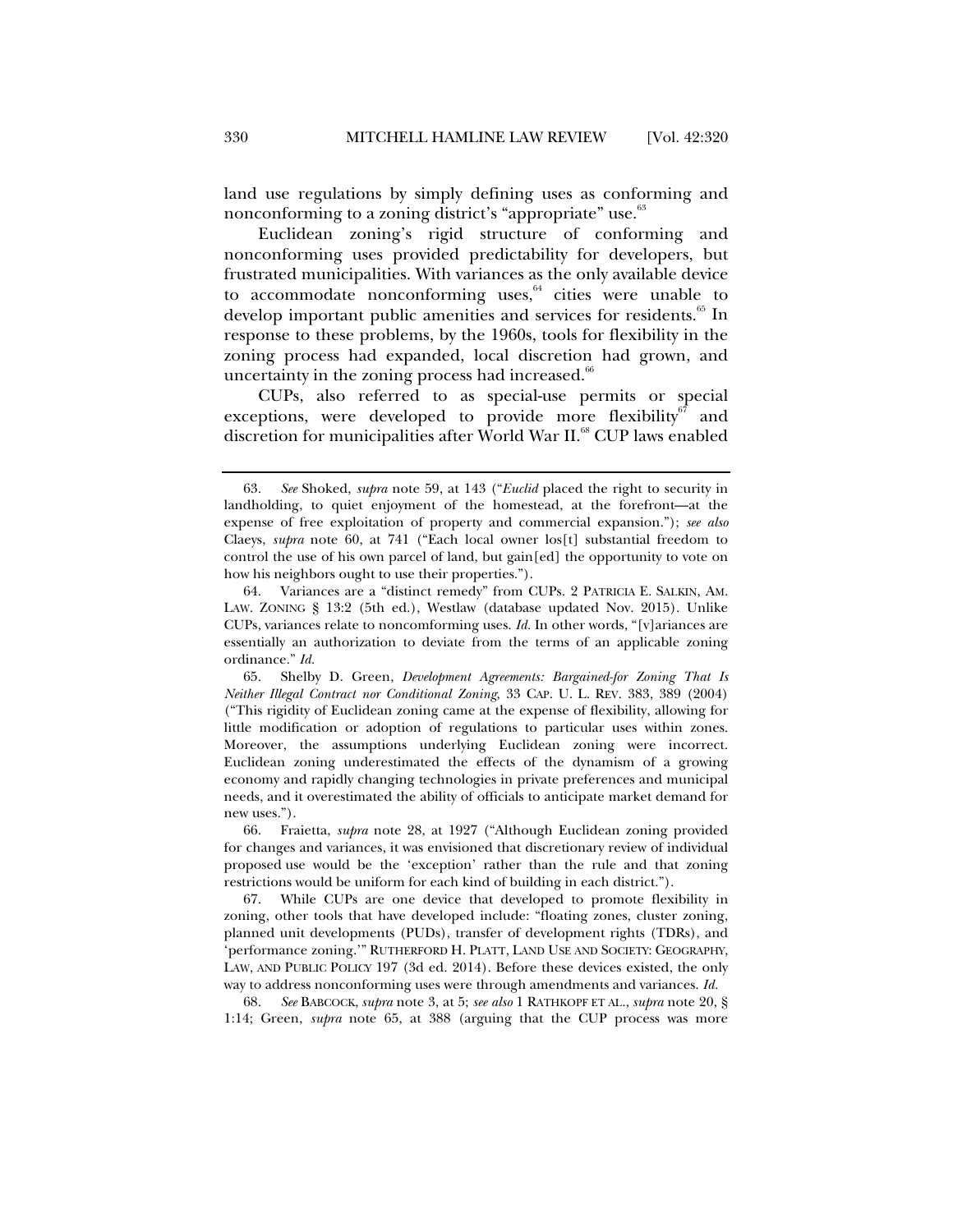land use regulations by simply defining uses as conforming and nonconforming to a zoning district's "appropriate" use.[63]

Euclidean zoning's rigid structure of conforming and nonconforming uses provided predictability for developers, but frustrated municipalities. With variances as the only available device to accommodate nonconforming uses,[64] cities were unable to develop important public amenities and services for residents.[65] In response to these problems, by the 1960s, tools for flexibility in the zoning process had expanded, local discretion had grown, and uncertainty in the zoning process had increased.[66]

CUPs, also referred to as special-use permits or special exceptions, were developed to provide more flexibility[67] and discretion for municipalities after World War II.[68] CUP laws enabled

---

63. *See* Shoked, *supra* note 59, at 143 ("*Euclid* placed the right to security in landholding, to quiet enjoyment of the homestead, at the forefront—at the expense of free exploitation of property and commercial expansion."); *see also* Claeys, *supra* note 60, at 741 ("Each local owner los[t] substantial freedom to control the use of his own parcel of land, but gain[ed] the opportunity to vote on how his neighbors ought to use their properties.").

64. Variances are a "distinct remedy" from CUPs. 2 PATRICIA E. SALKIN, AM. LAW. ZONING § 13:2 (5th ed.), Westlaw (database updated Nov. 2015). Unlike CUPs, variances relate to nonconforming uses. *Id.* In other words, "[v]ariances are essentially an authorization to deviate from the terms of an applicable zoning ordinance." *Id.*

65. Shelby D. Green, *Development Agreements: Bargained-for Zoning That Is Neither Illegal Contract nor Conditional Zoning*, 33 CAP. U. L. REV. 383, 389 (2004) ("This rigidity of Euclidean zoning came at the expense of flexibility, allowing for little modification or adoption of regulations to particular uses within zones. Moreover, the assumptions underlying Euclidean zoning were incorrect. Euclidean zoning underestimated the effects of the dynamism of a growing economy and rapidly changing technologies in private preferences and municipal needs, and it overestimated the ability of officials to anticipate market demand for new uses.").

66. Fraietta, *supra* note 28, at 1927 ("Although Euclidean zoning provided for changes and variances, it was envisioned that discretionary review of individual proposed use would be the 'exception' rather than the rule and that zoning restrictions would be uniform for each kind of building in each district.").

67. While CUPs are one device that developed to promote flexibility in zoning, other tools that have developed include: "floating zones, cluster zoning, planned unit developments (PUDs), transfer of development rights (TDRs), and 'performance zoning.'" RUTHERFORD H. PLATT, LAND USE AND SOCIETY: GEOGRAPHY, LAW, AND PUBLIC POLICY 197 (3d ed. 2014). Before these devices existed, the only way to address nonconforming uses were through amendments and variances. *Id.*

68. *See* BABCOCK, *supra* note 3, at 5; *see also* 1 RATHKOPF ET AL., *supra* note 20, § 1:14; Green, *supra* note 65, at 388 (arguing that the CUP process was more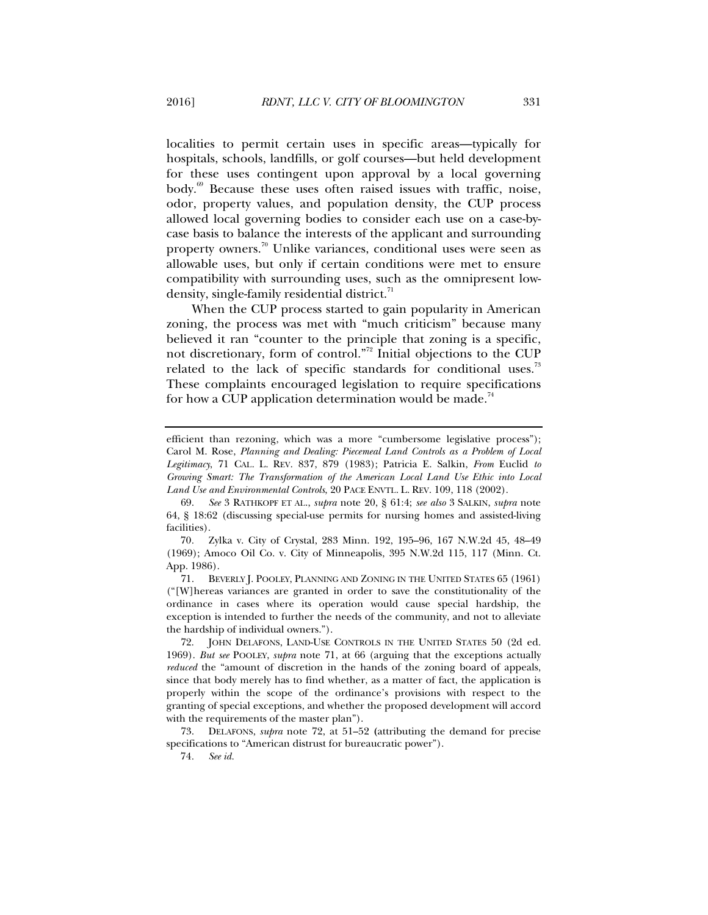localities to permit certain uses in specific areas—typically for hospitals, schools, landfills, or golf courses—but held development for these uses contingent upon approval by a local governing body.[69] Because these uses often raised issues with traffic, noise, odor, property values, and population density, the CUP process allowed local governing bodies to consider each use on a case-by-case basis to balance the interests of the applicant and surrounding property owners.[70] Unlike variances, conditional uses were seen as allowable uses, but only if certain conditions were met to ensure compatibility with surrounding uses, such as the omnipresent low-density, single-family residential district.[71]

When the CUP process started to gain popularity in American zoning, the process was met with "much criticism" because many believed it ran "counter to the principle that zoning is a specific, not discretionary, form of control."[72] Initial objections to the CUP related to the lack of specific standards for conditional uses.[73] These complaints encouraged legislation to require specifications for how a CUP application determination would be made.[74]

---

efficient than rezoning, which was a more "cumbersome legislative process"); Carol M. Rose, *Planning and Dealing: Piecemeal Land Controls as a Problem of Local Legitimacy*, 71 CAL. L. REV. 837, 879 (1983); Patricia E. Salkin, *From* Euclid *to Growing Smart: The Transformation of the American Local Land Use Ethic into Local Land Use and Environmental Controls*, 20 PACE ENVTL. L. REV. 109, 118 (2002).

69. *See* 3 RATHKOPF ET AL., *supra* note 20, § 61:4; *see also* 3 SALKIN, *supra* note 64, § 18:62 (discussing special-use permits for nursing homes and assisted-living facilities).

70. Zylka v. City of Crystal, 283 Minn. 192, 195–96, 167 N.W.2d 45, 48–49 (1969); Amoco Oil Co. v. City of Minneapolis, 395 N.W.2d 115, 117 (Minn. Ct. App. 1986).

71. BEVERLY J. POOLEY, PLANNING AND ZONING IN THE UNITED STATES 65 (1961) ("[W]hereas variances are granted in order to save the constitutionality of the ordinance in cases where its operation would cause special hardship, the exception is intended to further the needs of the community, and not to alleviate the hardship of individual owners.").

72. JOHN DELAFONS, LAND-USE CONTROLS IN THE UNITED STATES 50 (2d ed. 1969). *But see* POOLEY, *supra* note 71, at 66 (arguing that the exceptions actually *reduced* the "amount of discretion in the hands of the zoning board of appeals, since that body merely has to find whether, as a matter of fact, the application is properly within the scope of the ordinance's provisions with respect to the granting of special exceptions, and whether the proposed development will accord with the requirements of the master plan").

73. DELAFONS, *supra* note 72, at 51–52 (attributing the demand for precise specifications to "American distrust for bureaucratic power").

74. *See id.*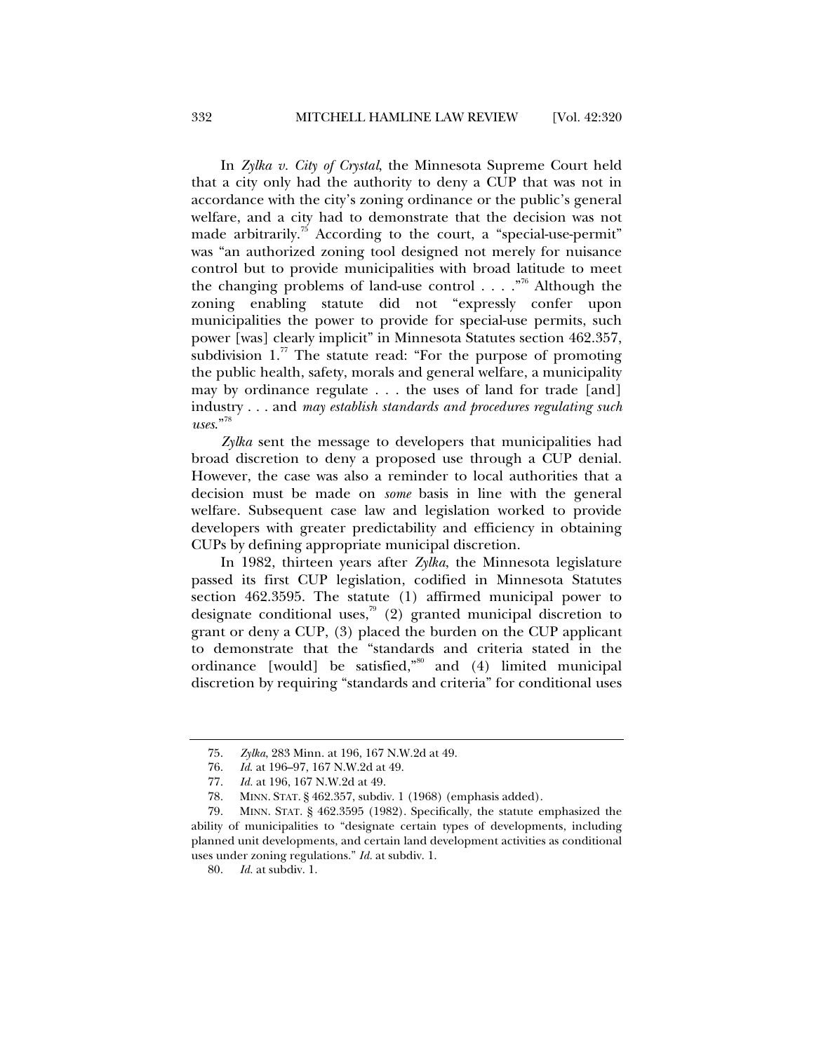In *Zylka v. City of Crystal*, the Minnesota Supreme Court held that a city only had the authority to deny a CUP that was not in accordance with the city's zoning ordinance or the public's general welfare, and a city had to demonstrate that the decision was not made arbitrarily.[75] According to the court, a "special-use-permit" was "an authorized zoning tool designed not merely for nuisance control but to provide municipalities with broad latitude to meet the changing problems of land-use control . . . ."[76] Although the zoning enabling statute did not "expressly confer upon municipalities the power to provide for special-use permits, such power [was] clearly implicit" in Minnesota Statutes section 462.357, subdivision 1.[77] The statute read: "For the purpose of promoting the public health, safety, morals and general welfare, a municipality may by ordinance regulate . . . the uses of land for trade [and] industry . . . and *may establish standards and procedures regulating such uses*."[78]

*Zylka* sent the message to developers that municipalities had broad discretion to deny a proposed use through a CUP denial. However, the case was also a reminder to local authorities that a decision must be made on *some* basis in line with the general welfare. Subsequent case law and legislation worked to provide developers with greater predictability and efficiency in obtaining CUPs by defining appropriate municipal discretion.

In 1982, thirteen years after *Zylka*, the Minnesota legislature passed its first CUP legislation, codified in Minnesota Statutes section 462.3595. The statute (1) affirmed municipal power to designate conditional uses,[79] (2) granted municipal discretion to grant or deny a CUP, (3) placed the burden on the CUP applicant to demonstrate that the "standards and criteria stated in the ordinance [would] be satisfied,"[80] and (4) limited municipal discretion by requiring "standards and criteria" for conditional uses

---

75. *Zylka*, 283 Minn. at 196, 167 N.W.2d at 49.

76. *Id.* at 196–97, 167 N.W.2d at 49.

77. *Id.* at 196, 167 N.W.2d at 49.

78. MINN. STAT. § 462.357, subdiv. 1 (1968) (emphasis added).

79. MINN. STAT. § 462.3595 (1982). Specifically, the statute emphasized the ability of municipalities to "designate certain types of developments, including planned unit developments, and certain land development activities as conditional uses under zoning regulations." *Id.* at subdiv. 1.

80. *Id.* at subdiv. 1.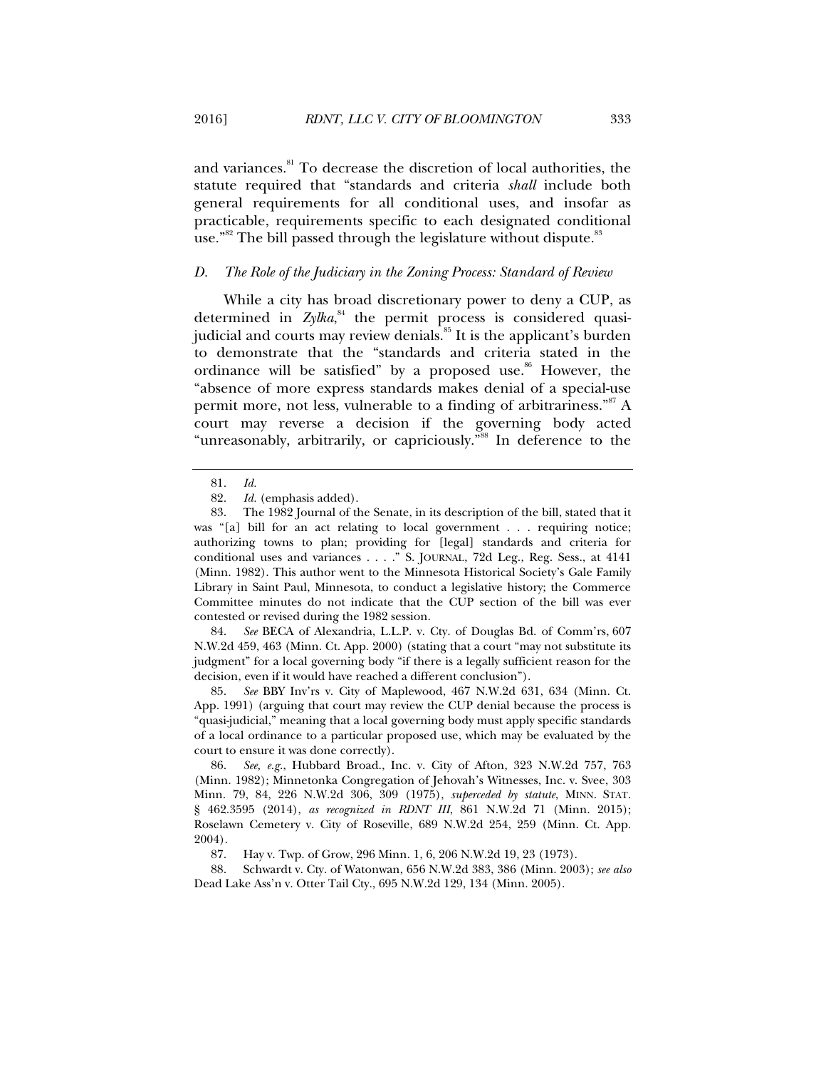and variances.[81] To decrease the discretion of local authorities, the statute required that "standards and criteria *shall* include both general requirements for all conditional uses, and insofar as practicable, requirements specific to each designated conditional use."[82] The bill passed through the legislature without dispute.[83]

### *D. The Role of the Judiciary in the Zoning Process: Standard of Review*

While a city has broad discretionary power to deny a CUP, as determined in *Zylka*,[84] the permit process is considered quasi-judicial and courts may review denials.[85] It is the applicant's burden to demonstrate that the "standards and criteria stated in the ordinance will be satisfied" by a proposed use.[86] However, the "absence of more express standards makes denial of a special-use permit more, not less, vulnerable to a finding of arbitrariness."[87] A court may reverse a decision if the governing body acted "unreasonably, arbitrarily, or capriciously."[88] In deference to the

---

81. *Id.*

82. *Id.* (emphasis added).

83. The 1982 Journal of the Senate, in its description of the bill, stated that it was "[a] bill for an act relating to local government . . . requiring notice; authorizing towns to plan; providing for [legal] standards and criteria for conditional uses and variances . . . ." S. JOURNAL, 72d Leg., Reg. Sess., at 4141 (Minn. 1982). This author went to the Minnesota Historical Society's Gale Family Library in Saint Paul, Minnesota, to conduct a legislative history; the Commerce Committee minutes do not indicate that the CUP section of the bill was ever contested or revised during the 1982 session.

84. *See* BECA of Alexandria, L.L.P. v. Cty. of Douglas Bd. of Comm'rs, 607 N.W.2d 459, 463 (Minn. Ct. App. 2000) (stating that a court "may not substitute its judgment" for a local governing body "if there is a legally sufficient reason for the decision, even if it would have reached a different conclusion").

85. *See* BBY Inv'rs v. City of Maplewood, 467 N.W.2d 631, 634 (Minn. Ct. App. 1991) (arguing that court may review the CUP denial because the process is "quasi-judicial," meaning that a local governing body must apply specific standards of a local ordinance to a particular proposed use, which may be evaluated by the court to ensure it was done correctly).

86. *See, e.g.*, Hubbard Broad., Inc. v. City of Afton, 323 N.W.2d 757, 763 (Minn. 1982); Minnetonka Congregation of Jehovah's Witnesses, Inc. v. Svee, 303 Minn. 79, 84, 226 N.W.2d 306, 309 (1975), *superceded by statute*, MINN. STAT. § 462.3595 (2014), *as recognized in RDNT III*, 861 N.W.2d 71 (Minn. 2015); Roselawn Cemetery v. City of Roseville, 689 N.W.2d 254, 259 (Minn. Ct. App. 2004).

87. Hay v. Twp. of Grow, 296 Minn. 1, 6, 206 N.W.2d 19, 23 (1973).

88. Schwardt v. Cty. of Watonwan, 656 N.W.2d 383, 386 (Minn. 2003); *see also* Dead Lake Ass'n v. Otter Tail Cty., 695 N.W.2d 129, 134 (Minn. 2005).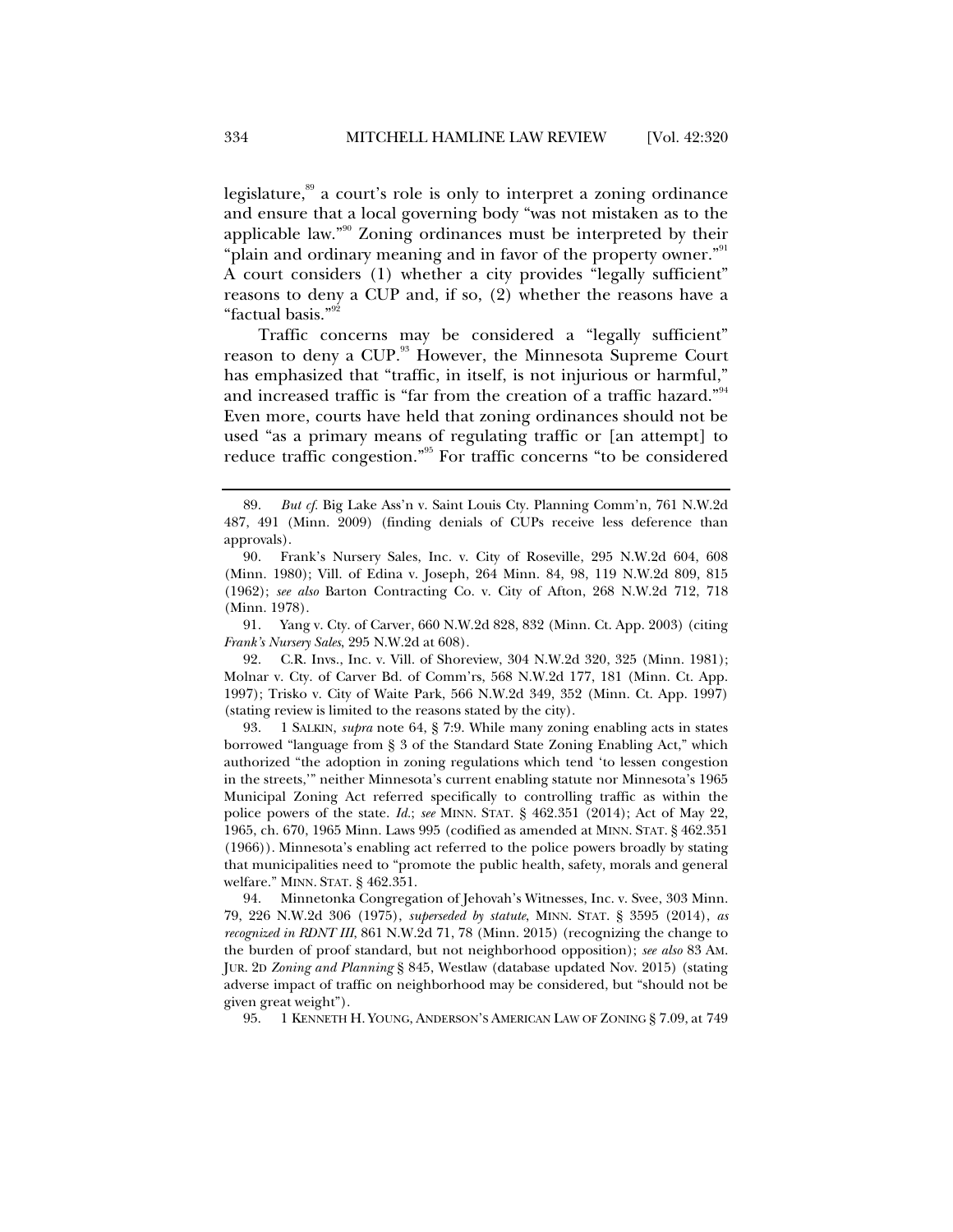legislature,[89] a court's role is only to interpret a zoning ordinance and ensure that a local governing body "was not mistaken as to the applicable law."[90] Zoning ordinances must be interpreted by their "plain and ordinary meaning and in favor of the property owner."[91] A court considers (1) whether a city provides "legally sufficient" reasons to deny a CUP and, if so, (2) whether the reasons have a "factual basis."[92]

Traffic concerns may be considered a "legally sufficient" reason to deny a CUP.[93] However, the Minnesota Supreme Court has emphasized that "traffic, in itself, is not injurious or harmful," and increased traffic is "far from the creation of a traffic hazard."[94] Even more, courts have held that zoning ordinances should not be used "as a primary means of regulating traffic or [an attempt] to reduce traffic congestion."[95] For traffic concerns "to be considered

---

89. *But cf.* Big Lake Ass'n v. Saint Louis Cty. Planning Comm'n, 761 N.W.2d 487, 491 (Minn. 2009) (finding denials of CUPs receive less deference than approvals).

90. Frank's Nursery Sales, Inc. v. City of Roseville, 295 N.W.2d 604, 608 (Minn. 1980); Vill. of Edina v. Joseph, 264 Minn. 84, 98, 119 N.W.2d 809, 815 (1962); *see also* Barton Contracting Co. v. City of Afton, 268 N.W.2d 712, 718 (Minn. 1978).

91. Yang v. Cty. of Carver, 660 N.W.2d 828, 832 (Minn. Ct. App. 2003) (citing *Frank's Nursery Sales*, 295 N.W.2d at 608).

92. C.R. Invs., Inc. v. Vill. of Shoreview, 304 N.W.2d 320, 325 (Minn. 1981); Molnar v. Cty. of Carver Bd. of Comm'rs, 568 N.W.2d 177, 181 (Minn. Ct. App. 1997); Trisko v. City of Waite Park, 566 N.W.2d 349, 352 (Minn. Ct. App. 1997) (stating review is limited to the reasons stated by the city).

93. 1 SALKIN, *supra* note 64, § 7:9. While many zoning enabling acts in states borrowed "language from § 3 of the Standard State Zoning Enabling Act," which authorized "the adoption in zoning regulations which tend 'to lessen congestion in the streets,'" neither Minnesota's current enabling statute nor Minnesota's 1965 Municipal Zoning Act referred specifically to controlling traffic as within the police powers of the state. *Id.*; *see* MINN. STAT. § 462.351 (2014); Act of May 22, 1965, ch. 670, 1965 Minn. Laws 995 (codified as amended at MINN. STAT. § 462.351 (1966)). Minnesota's enabling act referred to the police powers broadly by stating that municipalities need to "promote the public health, safety, morals and general welfare." MINN. STAT. § 462.351.

94. Minnetonka Congregation of Jehovah's Witnesses, Inc. v. Svee, 303 Minn. 79, 226 N.W.2d 306 (1975), *superseded by statute*, MINN. STAT. § 3595 (2014), *as recognized in RDNT III*, 861 N.W.2d 71, 78 (Minn. 2015) (recognizing the change to the burden of proof standard, but not neighborhood opposition); *see also* 83 AM. JUR. 2D *Zoning and Planning* § 845, Westlaw (database updated Nov. 2015) (stating adverse impact of traffic on neighborhood may be considered, but "should not be given great weight").

95. 1 KENNETH H. YOUNG, ANDERSON'S AMERICAN LAW OF ZONING § 7.09, at 749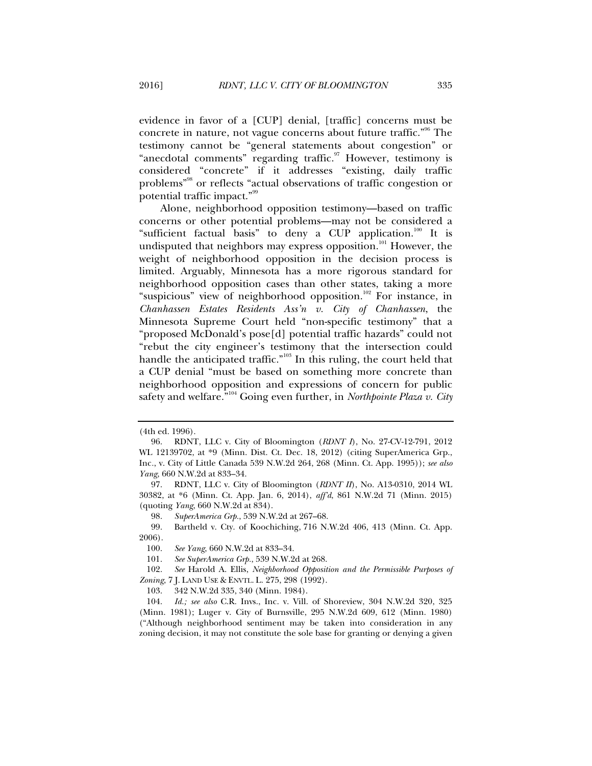evidence in favor of a [CUP] denial, [traffic] concerns must be concrete in nature, not vague concerns about future traffic."[96] The testimony cannot be "general statements about congestion" or "anecdotal comments" regarding traffic.[97] However, testimony is considered "concrete" if it addresses "existing, daily traffic problems"[98] or reflects "actual observations of traffic congestion or potential traffic impact."[99]

Alone, neighborhood opposition testimony—based on traffic concerns or other potential problems—may not be considered a "sufficient factual basis" to deny a CUP application.[100] It is undisputed that neighbors may express opposition.[101] However, the weight of neighborhood opposition in the decision process is limited. Arguably, Minnesota has a more rigorous standard for neighborhood opposition cases than other states, taking a more "suspicious" view of neighborhood opposition.[102] For instance, in *Chanhassen Estates Residents Ass'n v. City of Chanhassen*, the Minnesota Supreme Court held "non-specific testimony" that a "proposed McDonald's pose[d] potential traffic hazards" could not "rebut the city engineer's testimony that the intersection could handle the anticipated traffic."[103] In this ruling, the court held that a CUP denial "must be based on something more concrete than neighborhood opposition and expressions of concern for public safety and welfare."[104] Going even further, in *Northpointe Plaza v. City*

---

(4th ed. 1996).

96. RDNT, LLC v. City of Bloomington (*RDNT I*), No. 27-CV-12-791, 2012 WL 12139702, at *9 (Minn. Dist. Ct. Dec. 18, 2012) (citing SuperAmerica Grp., Inc., v. City of Little Canada 539 N.W.2d 264, 268 (Minn. Ct. App. 1995)); *see also Yang*, 660 N.W.2d at 833–34.

97. RDNT, LLC v. City of Bloomington (*RDNT II*), No. A13-0310, 2014 WL 30382, at *6 (Minn. Ct. App. Jan. 6, 2014), *aff'd*, 861 N.W.2d 71 (Minn. 2015) (quoting *Yang*, 660 N.W.2d at 834).

98. *SuperAmerica Grp.*, 539 N.W.2d at 267–68.

99. Bartheld v. Cty. of Koochiching, 716 N.W.2d 406, 413 (Minn. Ct. App. 2006).

100. *See Yang*, 660 N.W.2d at 833–34.

101. *See SuperAmerica Grp.*, 539 N.W.2d at 268.

102. *See* Harold A. Ellis, *Neighborhood Opposition and the Permissible Purposes of Zoning*, 7 J. LAND USE & ENVTL. L. 275, 298 (1992).

103. 342 N.W.2d 335, 340 (Minn. 1984).

104. *Id.; see also* C.R. Invs., Inc. v. Vill. of Shoreview, 304 N.W.2d 320, 325 (Minn. 1981); Luger v. City of Burnsville, 295 N.W.2d 609, 612 (Minn. 1980) ("Although neighborhood sentiment may be taken into consideration in any zoning decision, it may not constitute the sole base for granting or denying a given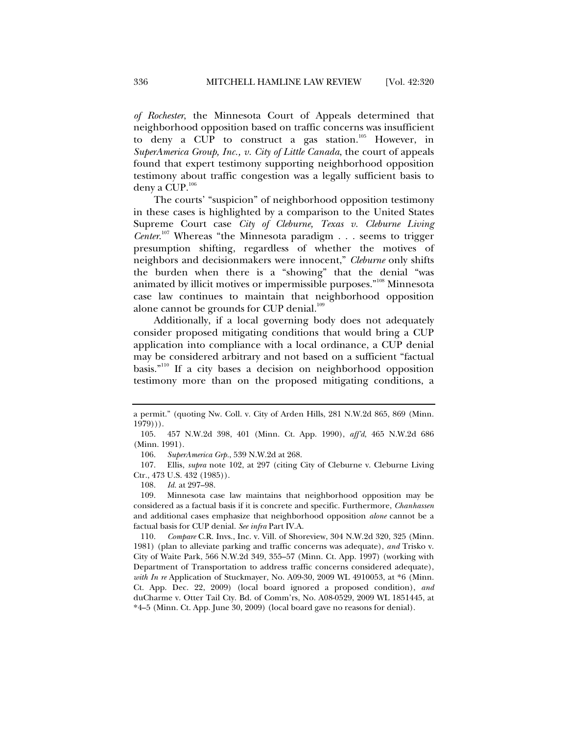*of Rochester*, the Minnesota Court of Appeals determined that neighborhood opposition based on traffic concerns was insufficient to deny a CUP to construct a gas station.[105] However, in *SuperAmerica Group, Inc., v. City of Little Canada*, the court of appeals found that expert testimony supporting neighborhood opposition testimony about traffic congestion was a legally sufficient basis to deny a CUP.[106]

The courts' "suspicion" of neighborhood opposition testimony in these cases is highlighted by a comparison to the United States Supreme Court case *City of Cleburne, Texas v. Cleburne Living Center*.[107] Whereas "the Minnesota paradigm . . . seems to trigger presumption shifting, regardless of whether the motives of neighbors and decisionmakers were innocent," *Cleburne* only shifts the burden when there is a "showing" that the denial "was animated by illicit motives or impermissible purposes."[108] Minnesota case law continues to maintain that neighborhood opposition alone cannot be grounds for CUP denial.[109]

Additionally, if a local governing body does not adequately consider proposed mitigating conditions that would bring a CUP application into compliance with a local ordinance, a CUP denial may be considered arbitrary and not based on a sufficient "factual basis."[110] If a city bases a decision on neighborhood opposition testimony more than on the proposed mitigating conditions, a

---

a permit." (quoting Nw. Coll. v. City of Arden Hills, 281 N.W.2d 865, 869 (Minn. 1979))).

105. 457 N.W.2d 398, 401 (Minn. Ct. App. 1990), *aff'd*, 465 N.W.2d 686 (Minn. 1991).

106. *SuperAmerica Grp.*, 539 N.W.2d at 268.

107. Ellis, *supra* note 102, at 297 (citing City of Cleburne v. Cleburne Living Ctr., 473 U.S. 432 (1985)).

108. *Id.* at 297–98.

109. Minnesota case law maintains that neighborhood opposition may be considered as a factual basis if it is concrete and specific. Furthermore, *Chanhassen* and additional cases emphasize that neighborhood opposition *alone* cannot be a factual basis for CUP denial. *See infra* Part IV.A.

110. *Compare* C.R. Invs., Inc. v. Vill. of Shoreview, 304 N.W.2d 320, 325 (Minn. 1981) (plan to alleviate parking and traffic concerns was adequate), *and* Trisko v. City of Waite Park, 566 N.W.2d 349, 355–57 (Minn. Ct. App. 1997) (working with Department of Transportation to address traffic concerns considered adequate), *with In re* Application of Stuckmayer, No. A09-30, 2009 WL 4910053, at *6 (Minn. Ct. App. Dec. 22, 2009) (local board ignored a proposed condition), *and* duCharme v. Otter Tail Cty. Bd. of Comm'rs, No. A08-0529, 2009 WL 1851445, at *4–5 (Minn. Ct. App. June 30, 2009) (local board gave no reasons for denial).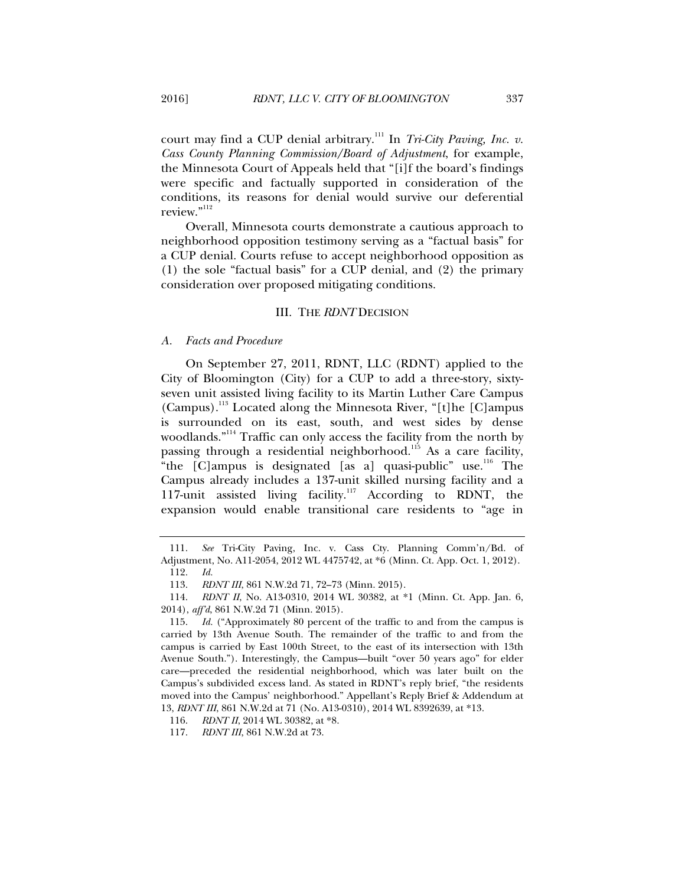court may find a CUP denial arbitrary.[111] In *Tri-City Paving, Inc. v. Cass County Planning Commission/Board of Adjustment*, for example, the Minnesota Court of Appeals held that "[i]f the board's findings were specific and factually supported in consideration of the conditions, its reasons for denial would survive our deferential review."[112]

Overall, Minnesota courts demonstrate a cautious approach to neighborhood opposition testimony serving as a "factual basis" for a CUP denial. Courts refuse to accept neighborhood opposition as (1) the sole "factual basis" for a CUP denial, and (2) the primary consideration over proposed mitigating conditions.

## III. THE *RDNT* DECISION

### *A. Facts and Procedure*

On September 27, 2011, RDNT, LLC (RDNT) applied to the City of Bloomington (City) for a CUP to add a three-story, sixty-seven unit assisted living facility to its Martin Luther Care Campus (Campus).[113] Located along the Minnesota River, "[t]he [C]ampus is surrounded on its east, south, and west sides by dense woodlands."[114] Traffic can only access the facility from the north by passing through a residential neighborhood.[115] As a care facility, "the [C]ampus is designated [as a] quasi-public" use.[116] The Campus already includes a 137-unit skilled nursing facility and a 117-unit assisted living facility.[117] According to RDNT, the expansion would enable transitional care residents to "age in

---

111. *See* Tri-City Paving, Inc. v. Cass Cty. Planning Comm'n/Bd. of Adjustment, No. A11-2054, 2012 WL 4475742, at *6 (Minn. Ct. App. Oct. 1, 2012).

112. *Id.*

113. *RDNT III*, 861 N.W.2d 71, 72–73 (Minn. 2015).

114. *RDNT II*, No. A13-0310, 2014 WL 30382, at *1 (Minn. Ct. App. Jan. 6, 2014), *aff'd*, 861 N.W.2d 71 (Minn. 2015).

115. *Id.* ("Approximately 80 percent of the traffic to and from the campus is carried by 13th Avenue South. The remainder of the traffic to and from the campus is carried by East 100th Street, to the east of its intersection with 13th Avenue South."). Interestingly, the Campus—built "over 50 years ago" for elder care—preceded the residential neighborhood, which was later built on the Campus's subdivided excess land. As stated in RDNT's reply brief, "the residents moved into the Campus' neighborhood." Appellant's Reply Brief & Addendum at 13, *RDNT III*, 861 N.W.2d at 71 (No. A13-0310), 2014 WL 8392639, at *13.

116. *RDNT II*, 2014 WL 30382, at *8.

117. *RDNT III*, 861 N.W.2d at 73.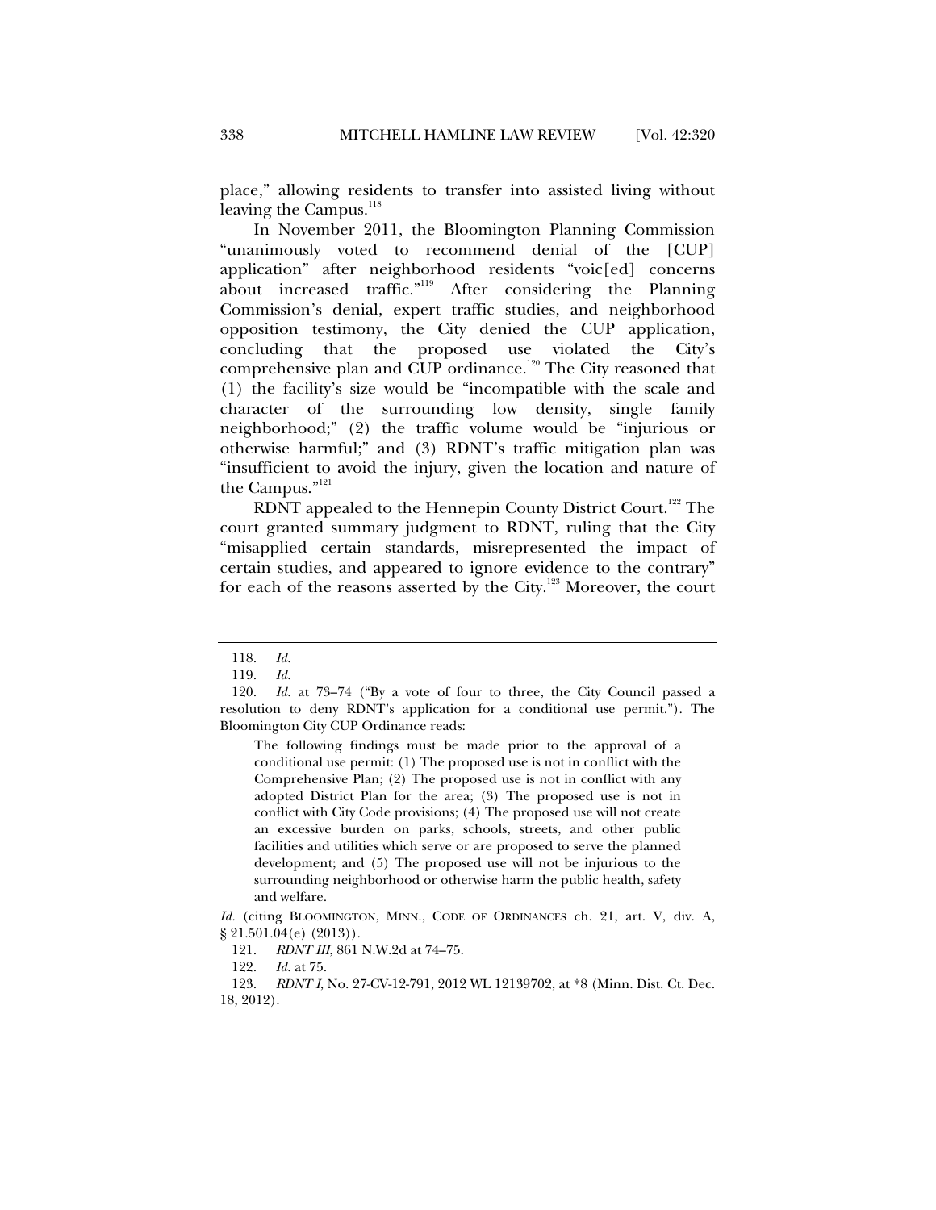place," allowing residents to transfer into assisted living without leaving the Campus.[118]

In November 2011, the Bloomington Planning Commission "unanimously voted to recommend denial of the [CUP] application" after neighborhood residents "voic[ed] concerns about increased traffic."[119] After considering the Planning Commission's denial, expert traffic studies, and neighborhood opposition testimony, the City denied the CUP application, concluding that the proposed use violated the City's comprehensive plan and CUP ordinance.[120] The City reasoned that (1) the facility's size would be "incompatible with the scale and character of the surrounding low density, single family neighborhood;" (2) the traffic volume would be "injurious or otherwise harmful;" and (3) RDNT's traffic mitigation plan was "insufficient to avoid the injury, given the location and nature of the Campus."[121]

RDNT appealed to the Hennepin County District Court.[122] The court granted summary judgment to RDNT, ruling that the City "misapplied certain standards, misrepresented the impact of certain studies, and appeared to ignore evidence to the contrary" for each of the reasons asserted by the City.[123] Moreover, the court

---

118. *Id.*

119. *Id.*

120. *Id.* at 73–74 ("By a vote of four to three, the City Council passed a resolution to deny RDNT's application for a conditional use permit."). The Bloomington City CUP Ordinance reads:

> The following findings must be made prior to the approval of a conditional use permit: (1) The proposed use is not in conflict with the Comprehensive Plan; (2) The proposed use is not in conflict with any adopted District Plan for the area; (3) The proposed use is not in conflict with City Code provisions; (4) The proposed use will not create an excessive burden on parks, schools, streets, and other public facilities and utilities which serve or are proposed to serve the planned development; and (5) The proposed use will not be injurious to the surrounding neighborhood or otherwise harm the public health, safety and welfare.

*Id.* (citing BLOOMINGTON, MINN., CODE OF ORDINANCES ch. 21, art. V, div. A, § 21.501.04(e) (2013)).

121. *RDNT III*, 861 N.W.2d at 74–75.

122. *Id.* at 75.

123. *RDNT I*, No. 27-CV-12-791, 2012 WL 12139702, at *8 (Minn. Dist. Ct. Dec. 18, 2012).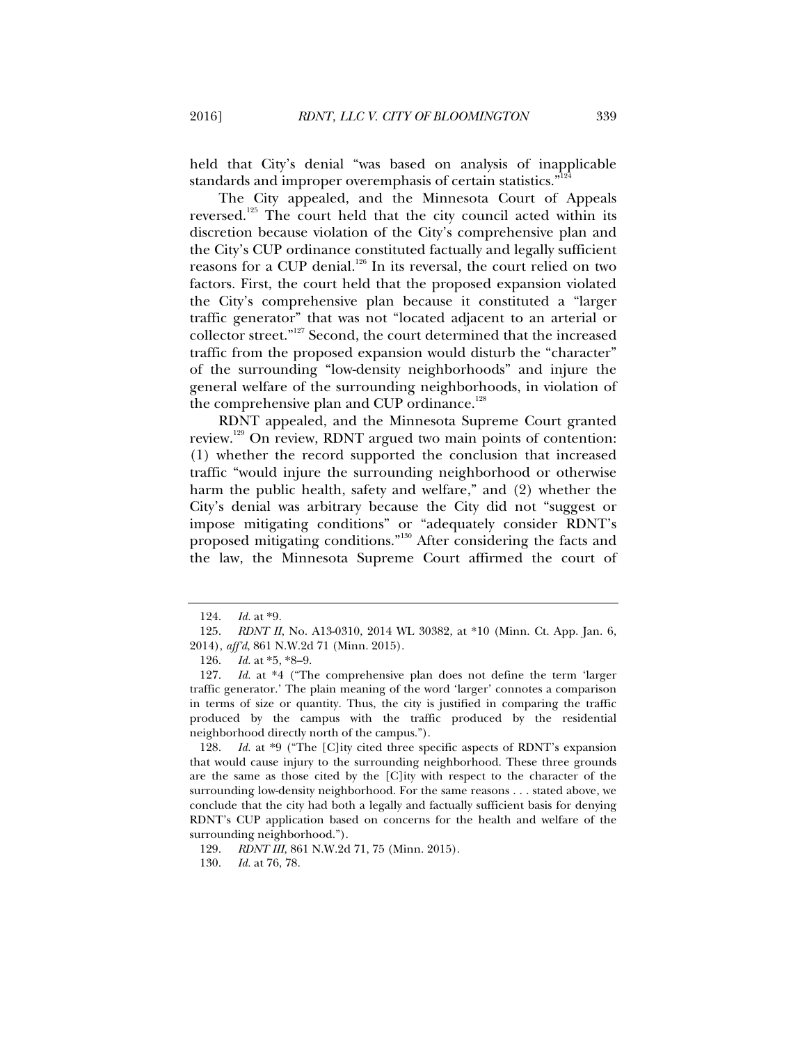held that City's denial "was based on analysis of inapplicable standards and improper overemphasis of certain statistics."[124]

The City appealed, and the Minnesota Court of Appeals reversed.[125] The court held that the city council acted within its discretion because violation of the City's comprehensive plan and the City's CUP ordinance constituted factually and legally sufficient reasons for a CUP denial.[126] In its reversal, the court relied on two factors. First, the court held that the proposed expansion violated the City's comprehensive plan because it constituted a "larger traffic generator" that was not "located adjacent to an arterial or collector street."[127] Second, the court determined that the increased traffic from the proposed expansion would disturb the "character" of the surrounding "low-density neighborhoods" and injure the general welfare of the surrounding neighborhoods, in violation of the comprehensive plan and CUP ordinance.[128]

RDNT appealed, and the Minnesota Supreme Court granted review.[129] On review, RDNT argued two main points of contention: (1) whether the record supported the conclusion that increased traffic "would injure the surrounding neighborhood or otherwise harm the public health, safety and welfare," and (2) whether the City's denial was arbitrary because the City did not "suggest or impose mitigating conditions" or "adequately consider RDNT's proposed mitigating conditions."[130] After considering the facts and the law, the Minnesota Supreme Court affirmed the court of

---

124. *Id.* at *9.

125. *RDNT II*, No. A13-0310, 2014 WL 30382, at *10 (Minn. Ct. App. Jan. 6, 2014), *aff'd*, 861 N.W.2d 71 (Minn. 2015).

126. *Id.* at *5, *8–9.

127. *Id.* at *4 ("The comprehensive plan does not define the term 'larger traffic generator.' The plain meaning of the word 'larger' connotes a comparison in terms of size or quantity. Thus, the city is justified in comparing the traffic produced by the campus with the traffic produced by the residential neighborhood directly north of the campus.").

128. *Id.* at *9 ("The [C]ity cited three specific aspects of RDNT's expansion that would cause injury to the surrounding neighborhood. These three grounds are the same as those cited by the [C]ity with respect to the character of the surrounding low-density neighborhood. For the same reasons . . . stated above, we conclude that the city had both a legally and factually sufficient basis for denying RDNT's CUP application based on concerns for the health and welfare of the surrounding neighborhood.").

129. *RDNT III*, 861 N.W.2d 71, 75 (Minn. 2015).

130. *Id.* at 76, 78.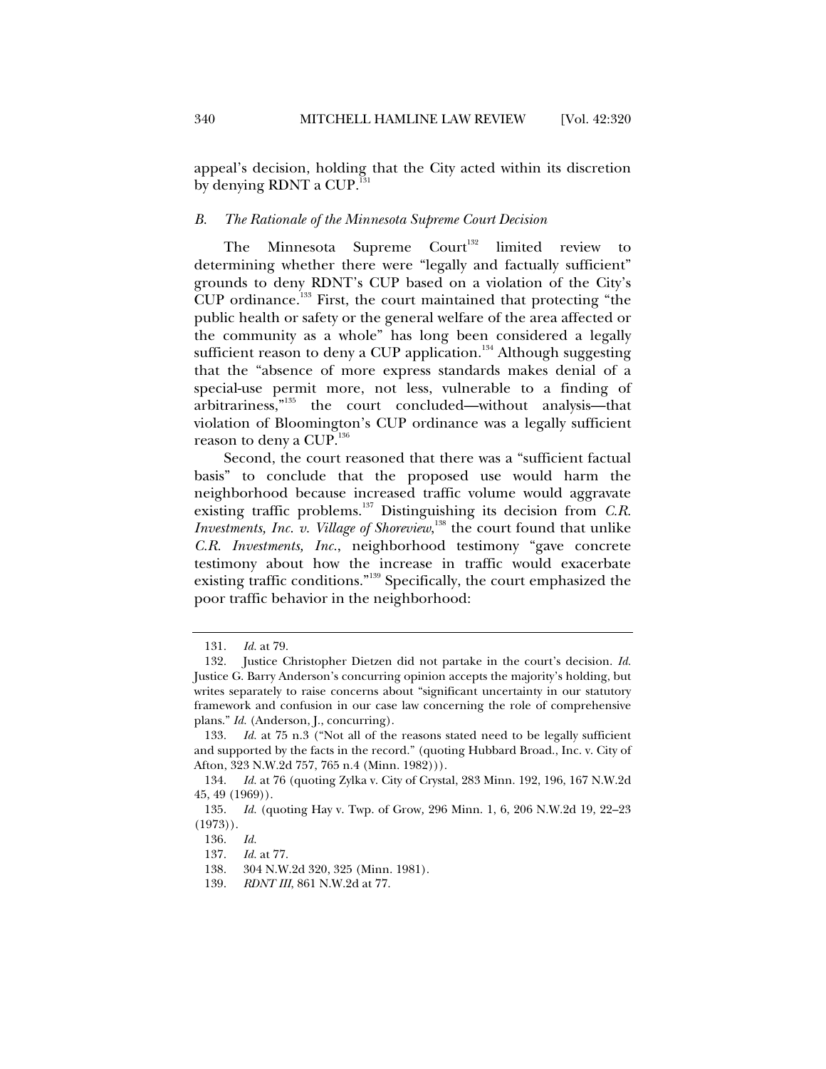appeal's decision, holding that the City acted within its discretion by denying RDNT a CUP.[131]

### *B. The Rationale of the Minnesota Supreme Court Decision*

The Minnesota Supreme Court[132] limited review to determining whether there were "legally and factually sufficient" grounds to deny RDNT's CUP based on a violation of the City's CUP ordinance.[133] First, the court maintained that protecting "the public health or safety or the general welfare of the area affected or the community as a whole" has long been considered a legally sufficient reason to deny a CUP application.[134] Although suggesting that the "absence of more express standards makes denial of a special-use permit more, not less, vulnerable to a finding of arbitrariness,"[135] the court concluded—without analysis—that violation of Bloomington's CUP ordinance was a legally sufficient reason to deny a CUP.[136]

Second, the court reasoned that there was a "sufficient factual basis" to conclude that the proposed use would harm the neighborhood because increased traffic volume would aggravate existing traffic problems.[137] Distinguishing its decision from *C.R. Investments, Inc. v. Village of Shoreview*,[138] the court found that unlike *C.R. Investments, Inc.*, neighborhood testimony "gave concrete testimony about how the increase in traffic would exacerbate existing traffic conditions."[139] Specifically, the court emphasized the poor traffic behavior in the neighborhood:

---

131. *Id.* at 79.

132. Justice Christopher Dietzen did not partake in the court's decision. *Id.* Justice G. Barry Anderson's concurring opinion accepts the majority's holding, but writes separately to raise concerns about "significant uncertainty in our statutory framework and confusion in our case law concerning the role of comprehensive plans." *Id.* (Anderson, J., concurring).

133. *Id.* at 75 n.3 ("Not all of the reasons stated need to be legally sufficient and supported by the facts in the record." (quoting Hubbard Broad., Inc. v. City of Afton, 323 N.W.2d 757, 765 n.4 (Minn. 1982))).

134. *Id.* at 76 (quoting Zylka v. City of Crystal, 283 Minn. 192, 196, 167 N.W.2d 45, 49 (1969)).

135. *Id.* (quoting Hay v. Twp. of Grow, 296 Minn. 1, 6, 206 N.W.2d 19, 22–23 (1973)).

136. *Id.*

137. *Id.* at 77.

138. 304 N.W.2d 320, 325 (Minn. 1981).

139. *RDNT III*, 861 N.W.2d at 77.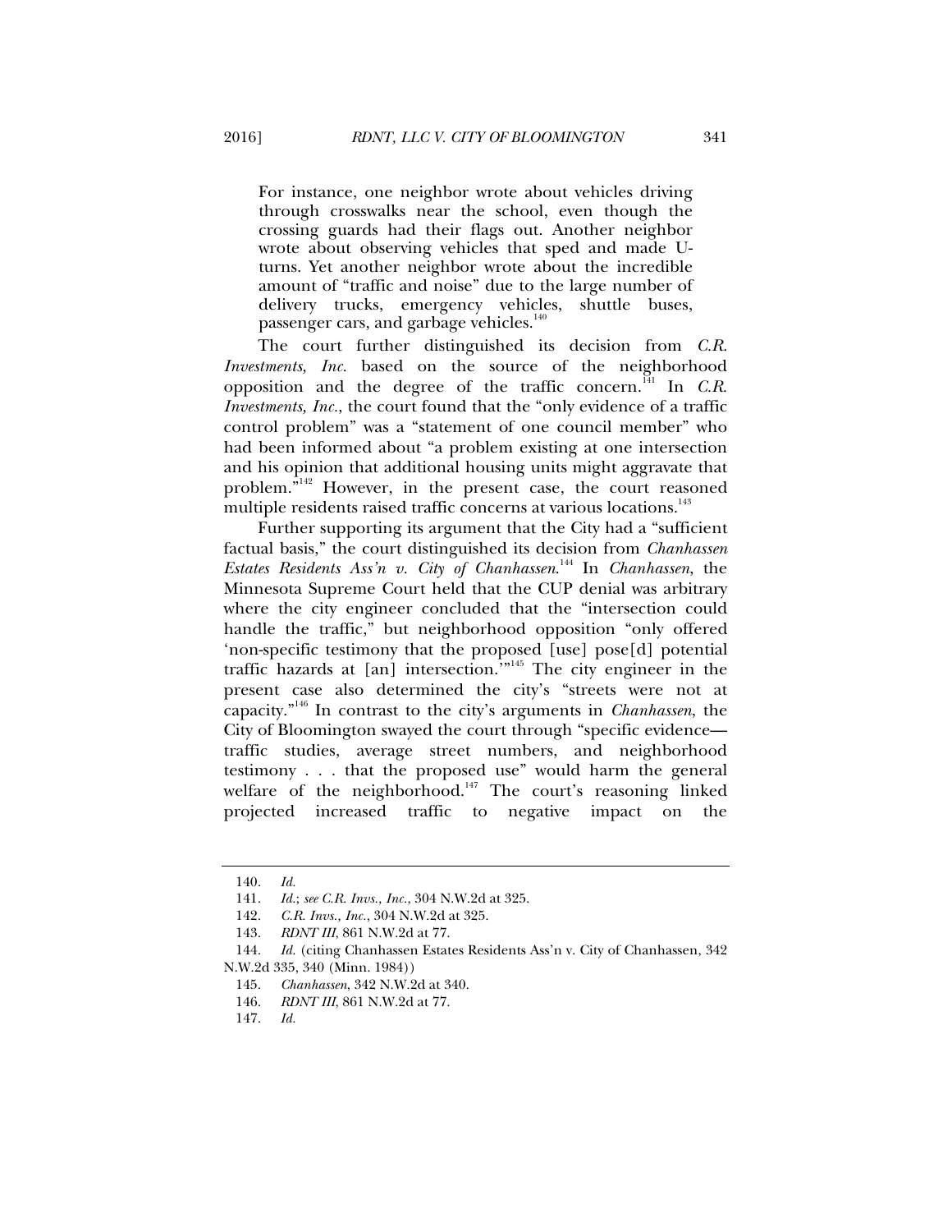> For instance, one neighbor wrote about vehicles driving through crosswalks near the school, even though the crossing guards had their flags out. Another neighbor wrote about observing vehicles that sped and made U-turns. Yet another neighbor wrote about the incredible amount of "traffic and noise" due to the large number of delivery trucks, emergency vehicles, shuttle buses, passenger cars, and garbage vehicles.[140]

The court further distinguished its decision from *C.R. Investments, Inc.* based on the source of the neighborhood opposition and the degree of the traffic concern.[141] In *C.R. Investments, Inc.*, the court found that the "only evidence of a traffic control problem" was a "statement of one council member" who had been informed about "a problem existing at one intersection and his opinion that additional housing units might aggravate that problem."[142] However, in the present case, the court reasoned multiple residents raised traffic concerns at various locations.[143]

Further supporting its argument that the City had a "sufficient factual basis," the court distinguished its decision from *Chanhassen Estates Residents Ass'n v. City of Chanhassen*.[144] In *Chanhassen*, the Minnesota Supreme Court held that the CUP denial was arbitrary where the city engineer concluded that the "intersection could handle the traffic," but neighborhood opposition "only offered 'non-specific testimony that the proposed [use] pose[d] potential traffic hazards at [an] intersection.'"[145] The city engineer in the present case also determined the city's "streets were not at capacity."[146] In contrast to the city's arguments in *Chanhassen*, the City of Bloomington swayed the court through "specific evidence—traffic studies, average street numbers, and neighborhood testimony . . . that the proposed use" would harm the general welfare of the neighborhood.[147] The court's reasoning linked projected increased traffic to negative impact on the

---

140. *Id.*

141. *Id.*; *see C.R. Invs., Inc.*, 304 N.W.2d at 325.

142. *C.R. Invs., Inc.*, 304 N.W.2d at 325.

143. *RDNT III*, 861 N.W.2d at 77.

144. *Id.* (citing Chanhassen Estates Residents Ass'n v. City of Chanhassen, 342 N.W.2d 335, 340 (Minn. 1984))

145. *Chanhassen*, 342 N.W.2d at 340.

146. *RDNT III*, 861 N.W.2d at 77.

147. *Id.*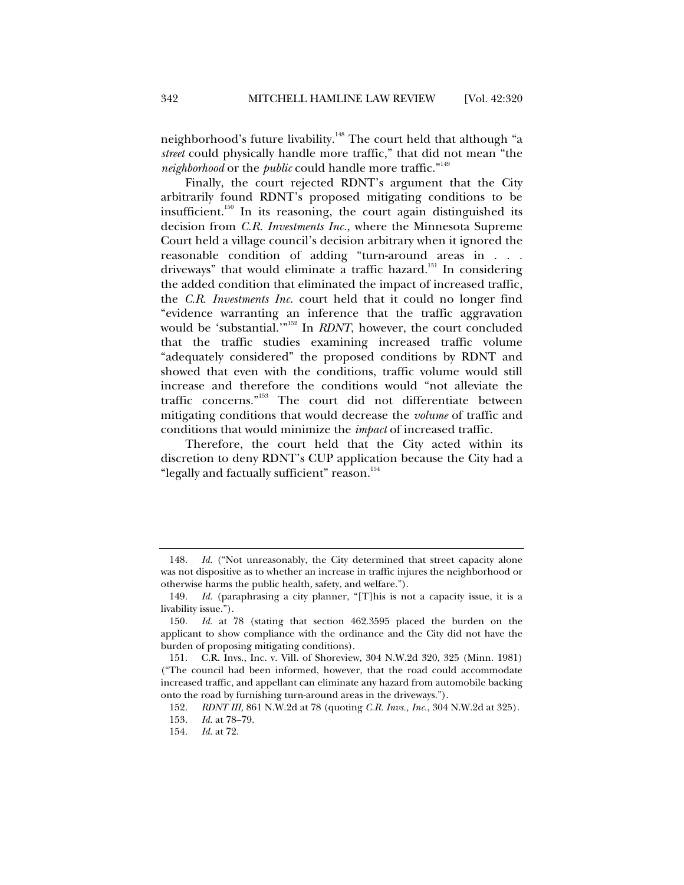neighborhood's future livability.[148] The court held that although "a *street* could physically handle more traffic," that did not mean "the *neighborhood* or the *public* could handle more traffic."[149]

Finally, the court rejected RDNT's argument that the City arbitrarily found RDNT's proposed mitigating conditions to be insufficient.[150] In its reasoning, the court again distinguished its decision from *C.R. Investments Inc.*, where the Minnesota Supreme Court held a village council's decision arbitrary when it ignored the reasonable condition of adding "turn-around areas in . . . driveways" that would eliminate a traffic hazard.[151] In considering the added condition that eliminated the impact of increased traffic, the *C.R. Investments Inc.* court held that it could no longer find "evidence warranting an inference that the traffic aggravation would be 'substantial.'"[152] In *RDNT*, however, the court concluded that the traffic studies examining increased traffic volume "adequately considered" the proposed conditions by RDNT and showed that even with the conditions, traffic volume would still increase and therefore the conditions would "not alleviate the traffic concerns."[153] The court did not differentiate between mitigating conditions that would decrease the *volume* of traffic and conditions that would minimize the *impact* of increased traffic.

Therefore, the court held that the City acted within its discretion to deny RDNT's CUP application because the City had a "legally and factually sufficient" reason.[154]

---

148. *Id.* ("Not unreasonably, the City determined that street capacity alone was not dispositive as to whether an increase in traffic injures the neighborhood or otherwise harms the public health, safety, and welfare.").

149. *Id.* (paraphrasing a city planner, "[T]his is not a capacity issue, it is a livability issue.").

150. *Id.* at 78 (stating that section 462.3595 placed the burden on the applicant to show compliance with the ordinance and the City did not have the burden of proposing mitigating conditions).

151. C.R. Invs., Inc. v. Vill. of Shoreview, 304 N.W.2d 320, 325 (Minn. 1981) ("The council had been informed, however, that the road could accommodate increased traffic, and appellant can eliminate any hazard from automobile backing onto the road by furnishing turn-around areas in the driveways.").

152. *RDNT III*, 861 N.W.2d at 78 (quoting *C.R. Invs., Inc.*, 304 N.W.2d at 325).

153. *Id.* at 78–79.

154. *Id.* at 72.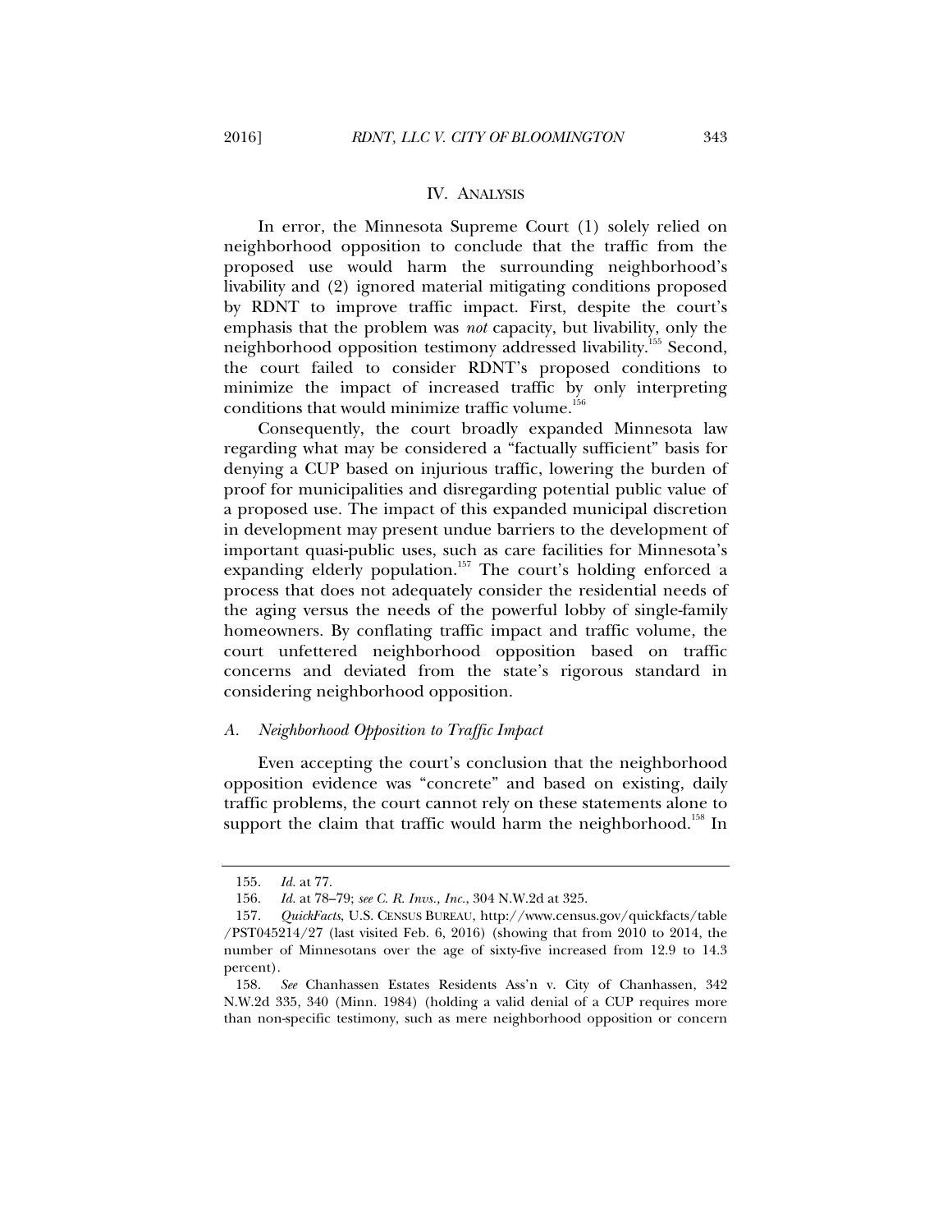## IV. ANALYSIS

In error, the Minnesota Supreme Court (1) solely relied on neighborhood opposition to conclude that the traffic from the proposed use would harm the surrounding neighborhood's livability and (2) ignored material mitigating conditions proposed by RDNT to improve traffic impact. First, despite the court's emphasis that the problem was *not* capacity, but livability, only the neighborhood opposition testimony addressed livability.[155] Second, the court failed to consider RDNT's proposed conditions to minimize the impact of increased traffic by only interpreting conditions that would minimize traffic volume.[156]

Consequently, the court broadly expanded Minnesota law regarding what may be considered a "factually sufficient" basis for denying a CUP based on injurious traffic, lowering the burden of proof for municipalities and disregarding potential public value of a proposed use. The impact of this expanded municipal discretion in development may present undue barriers to the development of important quasi-public uses, such as care facilities for Minnesota's expanding elderly population.[157] The court's holding enforced a process that does not adequately consider the residential needs of the aging versus the needs of the powerful lobby of single-family homeowners. By conflating traffic impact and traffic volume, the court unfettered neighborhood opposition based on traffic concerns and deviated from the state's rigorous standard in considering neighborhood opposition.

### *A. Neighborhood Opposition to Traffic Impact*

Even accepting the court's conclusion that the neighborhood opposition evidence was "concrete" and based on existing, daily traffic problems, the court cannot rely on these statements alone to support the claim that traffic would harm the neighborhood.[158] In

---

155. *Id.* at 77.

156. *Id.* at 78–79; *see C. R. Invs., Inc.*, 304 N.W.2d at 325.

157. *QuickFacts*, U.S. CENSUS BUREAU, http://www.census.gov/quickfacts/table/PST045214/27 (last visited Feb. 6, 2016) (showing that from 2010 to 2014, the number of Minnesotans over the age of sixty-five increased from 12.9 to 14.3 percent).

158. *See* Chanhassen Estates Residents Ass'n v. City of Chanhassen, 342 N.W.2d 335, 340 (Minn. 1984) (holding a valid denial of a CUP requires more than non-specific testimony, such as mere neighborhood opposition or concern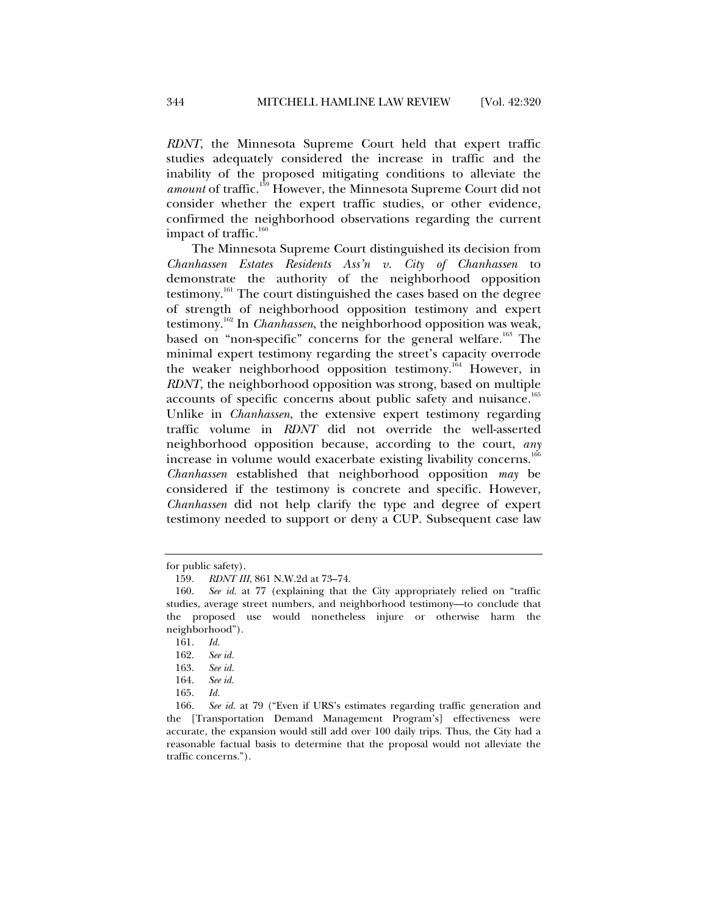*RDNT*, the Minnesota Supreme Court held that expert traffic studies adequately considered the increase in traffic and the inability of the proposed mitigating conditions to alleviate the *amount* of traffic.[159] However, the Minnesota Supreme Court did not consider whether the expert traffic studies, or other evidence, confirmed the neighborhood observations regarding the current impact of traffic.[160]

The Minnesota Supreme Court distinguished its decision from *Chanhassen Estates Residents Ass'n v. City of Chanhassen* to demonstrate the authority of the neighborhood opposition testimony.[161] The court distinguished the cases based on the degree of strength of neighborhood opposition testimony and expert testimony.[162] In *Chanhassen*, the neighborhood opposition was weak, based on "non-specific" concerns for the general welfare.[163] The minimal expert testimony regarding the street's capacity overrode the weaker neighborhood opposition testimony.[164] However, in *RDNT*, the neighborhood opposition was strong, based on multiple accounts of specific concerns about public safety and nuisance.[165] Unlike in *Chanhassen*, the extensive expert testimony regarding traffic volume in *RDNT* did not override the well-asserted neighborhood opposition because, according to the court, *any* increase in volume would exacerbate existing livability concerns.[166] *Chanhassen* established that neighborhood opposition *may* be considered if the testimony is concrete and specific. However, *Chanhassen* did not help clarify the type and degree of expert testimony needed to support or deny a CUP. Subsequent case law

---

for public safety).

159. *RDNT III*, 861 N.W.2d at 73–74.

160. *See id.* at 77 (explaining that the City appropriately relied on "traffic studies, average street numbers, and neighborhood testimony—to conclude that the proposed use would nonetheless injure or otherwise harm the neighborhood").

161. *Id.*

162. *See id.*

163. *See id.*

164. *See id.*

165. *Id.*

166. *See id.* at 79 ("Even if URS's estimates regarding traffic generation and the [Transportation Demand Management Program's] effectiveness were accurate, the expansion would still add over 100 daily trips. Thus, the City had a reasonable factual basis to determine that the proposal would not alleviate the traffic concerns.").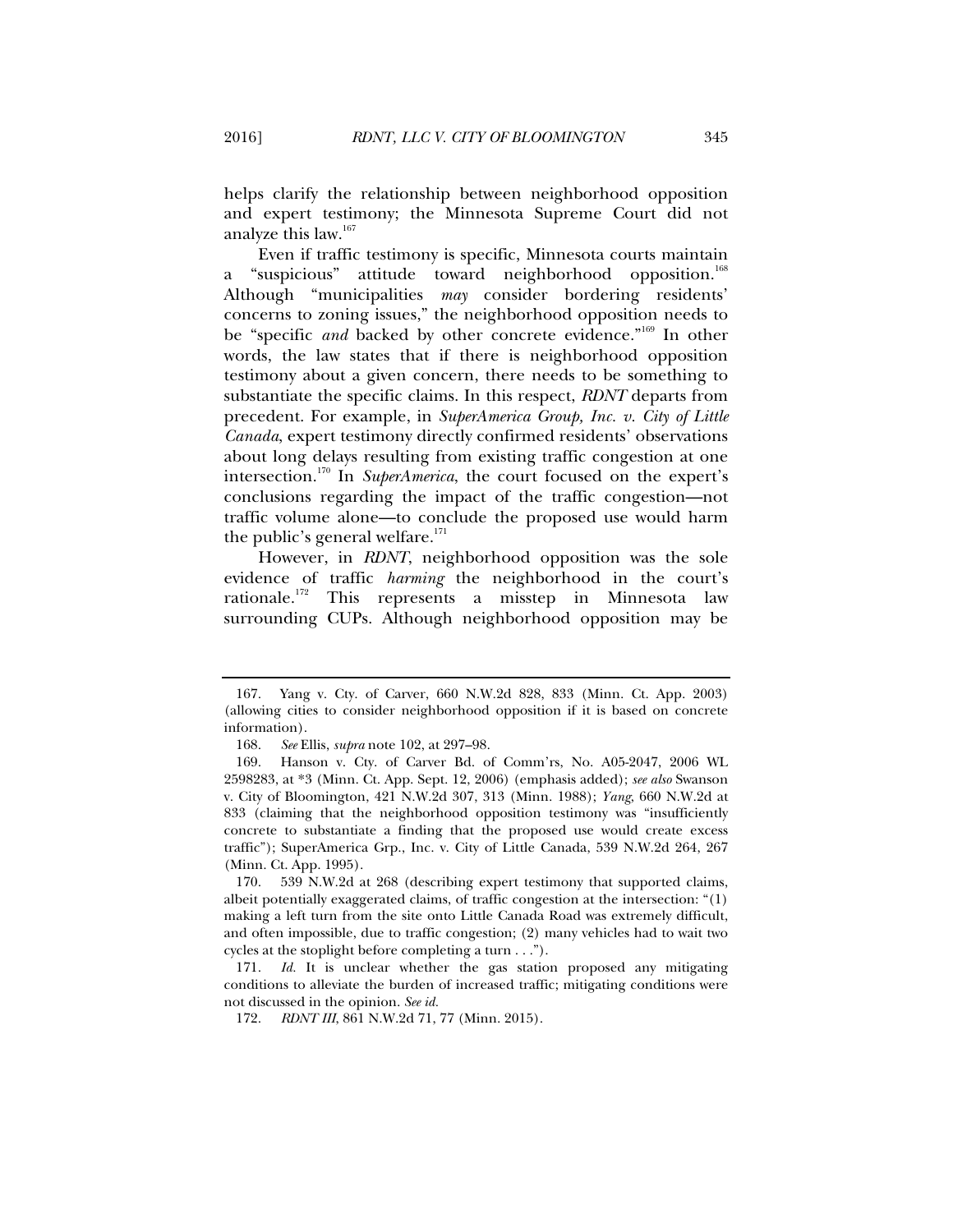helps clarify the relationship between neighborhood opposition and expert testimony; the Minnesota Supreme Court did not analyze this law.[167]

Even if traffic testimony is specific, Minnesota courts maintain a "suspicious" attitude toward neighborhood opposition.[168] Although "municipalities *may* consider bordering residents' concerns to zoning issues," the neighborhood opposition needs to be "specific *and* backed by other concrete evidence."[169] In other words, the law states that if there is neighborhood opposition testimony about a given concern, there needs to be something to substantiate the specific claims. In this respect, *RDNT* departs from precedent. For example, in *SuperAmerica Group, Inc. v. City of Little Canada*, expert testimony directly confirmed residents' observations about long delays resulting from existing traffic congestion at one intersection.[170] In *SuperAmerica*, the court focused on the expert's conclusions regarding the impact of the traffic congestion—not traffic volume alone—to conclude the proposed use would harm the public's general welfare.[171]

However, in *RDNT*, neighborhood opposition was the sole evidence of traffic *harming* the neighborhood in the court's rationale.[172] This represents a misstep in Minnesota law surrounding CUPs. Although neighborhood opposition may be

---

167. Yang v. Cty. of Carver, 660 N.W.2d 828, 833 (Minn. Ct. App. 2003) (allowing cities to consider neighborhood opposition if it is based on concrete information).

168. *See* Ellis, *supra* note 102, at 297–98.

169. Hanson v. Cty. of Carver Bd. of Comm'rs, No. A05-2047, 2006 WL 2598283, at *3 (Minn. Ct. App. Sept. 12, 2006) (emphasis added); *see also* Swanson v. City of Bloomington, 421 N.W.2d 307, 313 (Minn. 1988); *Yang*, 660 N.W.2d at 833 (claiming that the neighborhood opposition testimony was "insufficiently concrete to substantiate a finding that the proposed use would create excess traffic"); SuperAmerica Grp., Inc. v. City of Little Canada, 539 N.W.2d 264, 267 (Minn. Ct. App. 1995).

170. 539 N.W.2d at 268 (describing expert testimony that supported claims, albeit potentially exaggerated claims, of traffic congestion at the intersection: "(1) making a left turn from the site onto Little Canada Road was extremely difficult, and often impossible, due to traffic congestion; (2) many vehicles had to wait two cycles at the stoplight before completing a turn . . .").

171. *Id.* It is unclear whether the gas station proposed any mitigating conditions to alleviate the burden of increased traffic; mitigating conditions were not discussed in the opinion. *See id.*

172. *RDNT III*, 861 N.W.2d 71, 77 (Minn. 2015).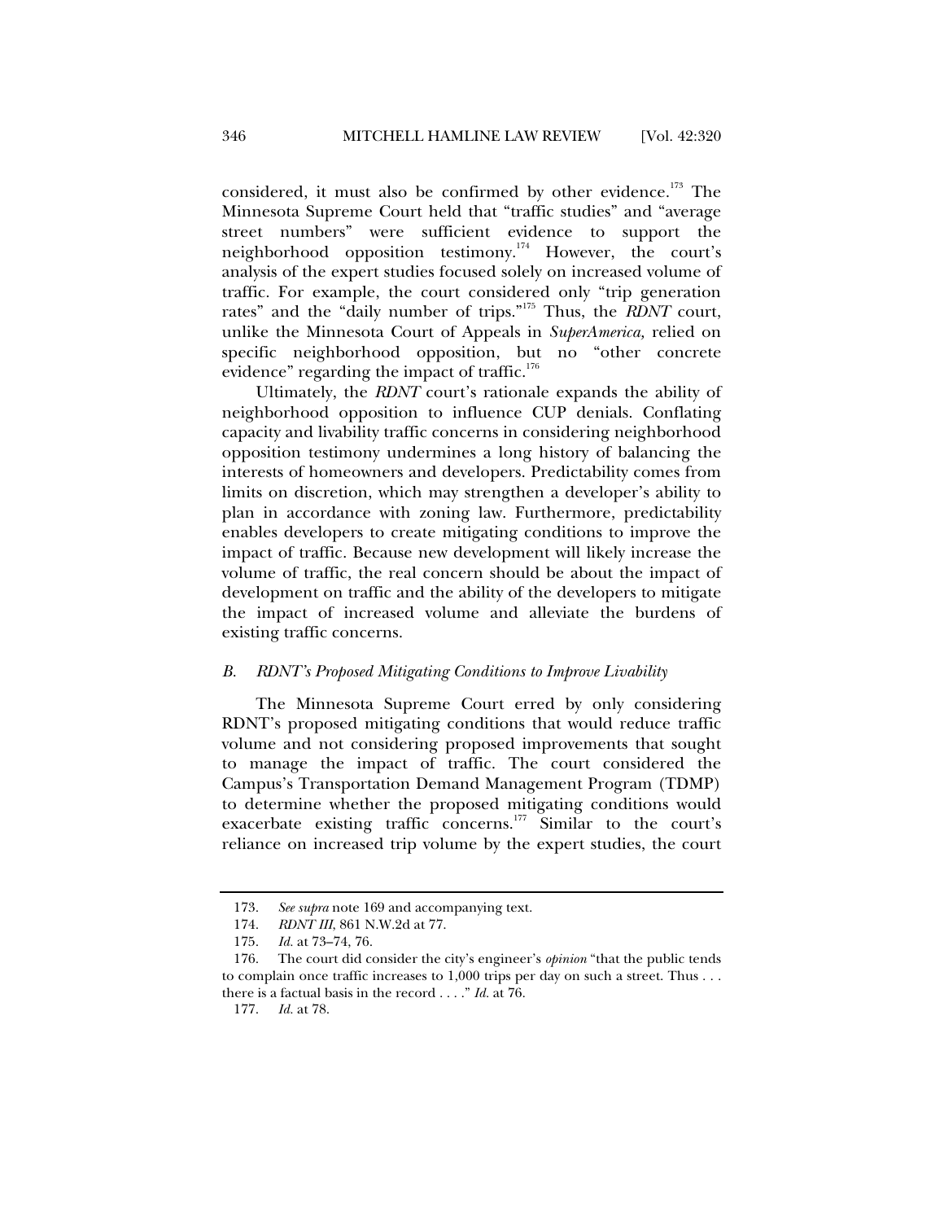considered, it must also be confirmed by other evidence.[173] The Minnesota Supreme Court held that "traffic studies" and "average street numbers" were sufficient evidence to support the neighborhood opposition testimony.[174] However, the court's analysis of the expert studies focused solely on increased volume of traffic. For example, the court considered only "trip generation rates" and the "daily number of trips."[175] Thus, the *RDNT* court, unlike the Minnesota Court of Appeals in *SuperAmerica,* relied on specific neighborhood opposition, but no "other concrete evidence" regarding the impact of traffic.[176]

Ultimately, the *RDNT* court's rationale expands the ability of neighborhood opposition to influence CUP denials. Conflating capacity and livability traffic concerns in considering neighborhood opposition testimony undermines a long history of balancing the interests of homeowners and developers. Predictability comes from limits on discretion, which may strengthen a developer's ability to plan in accordance with zoning law. Furthermore, predictability enables developers to create mitigating conditions to improve the impact of traffic. Because new development will likely increase the volume of traffic, the real concern should be about the impact of development on traffic and the ability of the developers to mitigate the impact of increased volume and alleviate the burdens of existing traffic concerns.

### *B. RDNT's Proposed Mitigating Conditions to Improve Livability*

The Minnesota Supreme Court erred by only considering RDNT's proposed mitigating conditions that would reduce traffic volume and not considering proposed improvements that sought to manage the impact of traffic. The court considered the Campus's Transportation Demand Management Program (TDMP) to determine whether the proposed mitigating conditions would exacerbate existing traffic concerns.[177] Similar to the court's reliance on increased trip volume by the expert studies, the court

---

173. *See supra* note 169 and accompanying text.

174. *RDNT III*, 861 N.W.2d at 77.

175. *Id.* at 73–74, 76.

176. The court did consider the city's engineer's *opinion* "that the public tends to complain once traffic increases to 1,000 trips per day on such a street. Thus . . . there is a factual basis in the record . . . ." *Id.* at 76.

177. *Id.* at 78.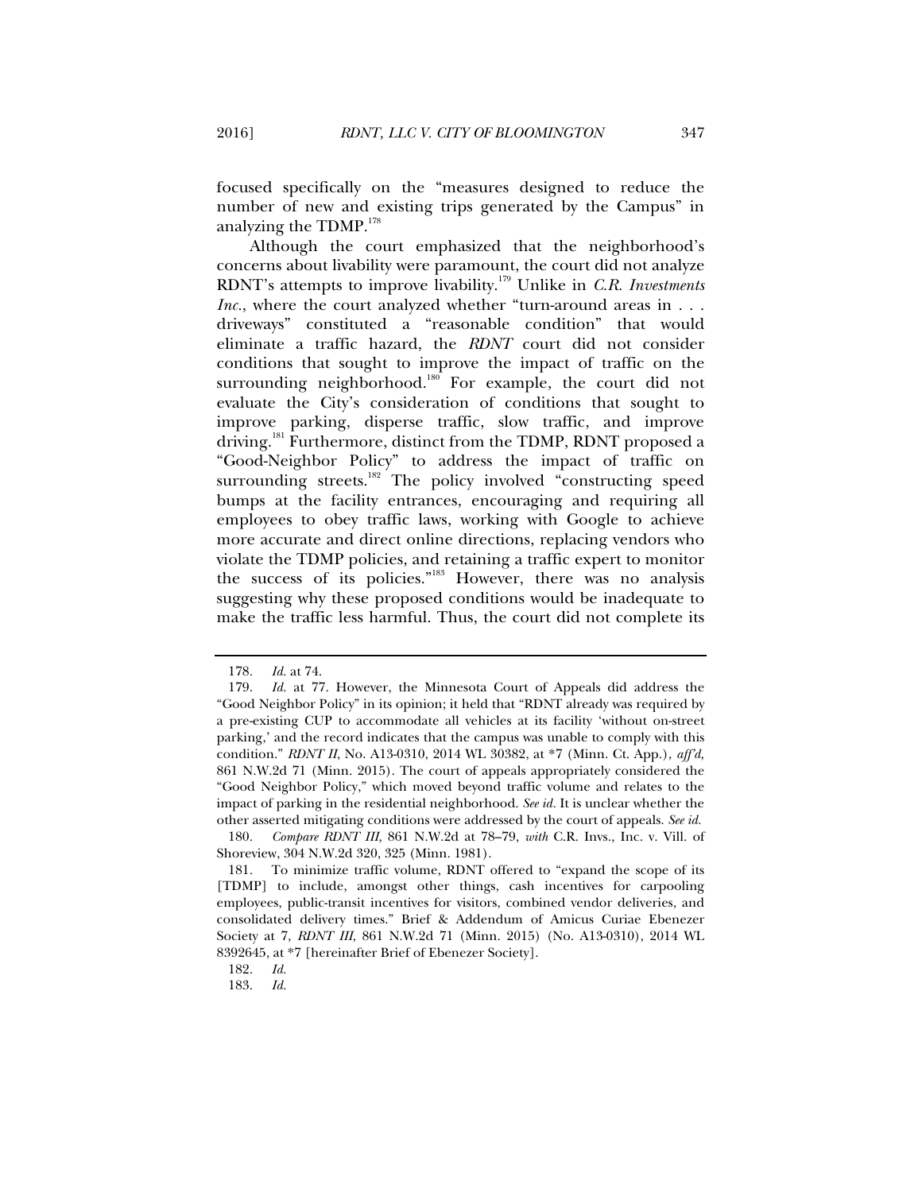focused specifically on the "measures designed to reduce the number of new and existing trips generated by the Campus" in analyzing the TDMP.[178]

Although the court emphasized that the neighborhood's concerns about livability were paramount, the court did not analyze RDNT's attempts to improve livability.[179] Unlike in *C.R. Investments Inc.*, where the court analyzed whether "turn-around areas in . . . driveways" constituted a "reasonable condition" that would eliminate a traffic hazard, the *RDNT* court did not consider conditions that sought to improve the impact of traffic on the surrounding neighborhood.[180] For example, the court did not evaluate the City's consideration of conditions that sought to improve parking, disperse traffic, slow traffic, and improve driving.[181] Furthermore, distinct from the TDMP, RDNT proposed a "Good-Neighbor Policy" to address the impact of traffic on surrounding streets.[182] The policy involved "constructing speed bumps at the facility entrances, encouraging and requiring all employees to obey traffic laws, working with Google to achieve more accurate and direct online directions, replacing vendors who violate the TDMP policies, and retaining a traffic expert to monitor the success of its policies."[183] However, there was no analysis suggesting why these proposed conditions would be inadequate to make the traffic less harmful. Thus, the court did not complete its

---

178. *Id.* at 74.

179. *Id.* at 77. However, the Minnesota Court of Appeals did address the "Good Neighbor Policy" in its opinion; it held that "RDNT already was required by a pre-existing CUP to accommodate all vehicles at its facility 'without on-street parking,' and the record indicates that the campus was unable to comply with this condition." *RDNT II*, No. A13-0310, 2014 WL 30382, at *7 (Minn. Ct. App.), *aff'd,* 861 N.W.2d 71 (Minn. 2015). The court of appeals appropriately considered the "Good Neighbor Policy," which moved beyond traffic volume and relates to the impact of parking in the residential neighborhood. *See id.* It is unclear whether the other asserted mitigating conditions were addressed by the court of appeals. *See id.*

180. *Compare RDNT III*, 861 N.W.2d at 78–79, *with* C.R. Invs., Inc. v. Vill. of Shoreview, 304 N.W.2d 320, 325 (Minn. 1981).

181. To minimize traffic volume, RDNT offered to "expand the scope of its [TDMP] to include, amongst other things, cash incentives for carpooling employees, public-transit incentives for visitors, combined vendor deliveries, and consolidated delivery times." Brief & Addendum of Amicus Curiae Ebenezer Society at 7, *RDNT III*, 861 N.W.2d 71 (Minn. 2015) (No. A13-0310), 2014 WL 8392645, at *7 [hereinafter Brief of Ebenezer Society].

182. *Id.*

183. *Id.*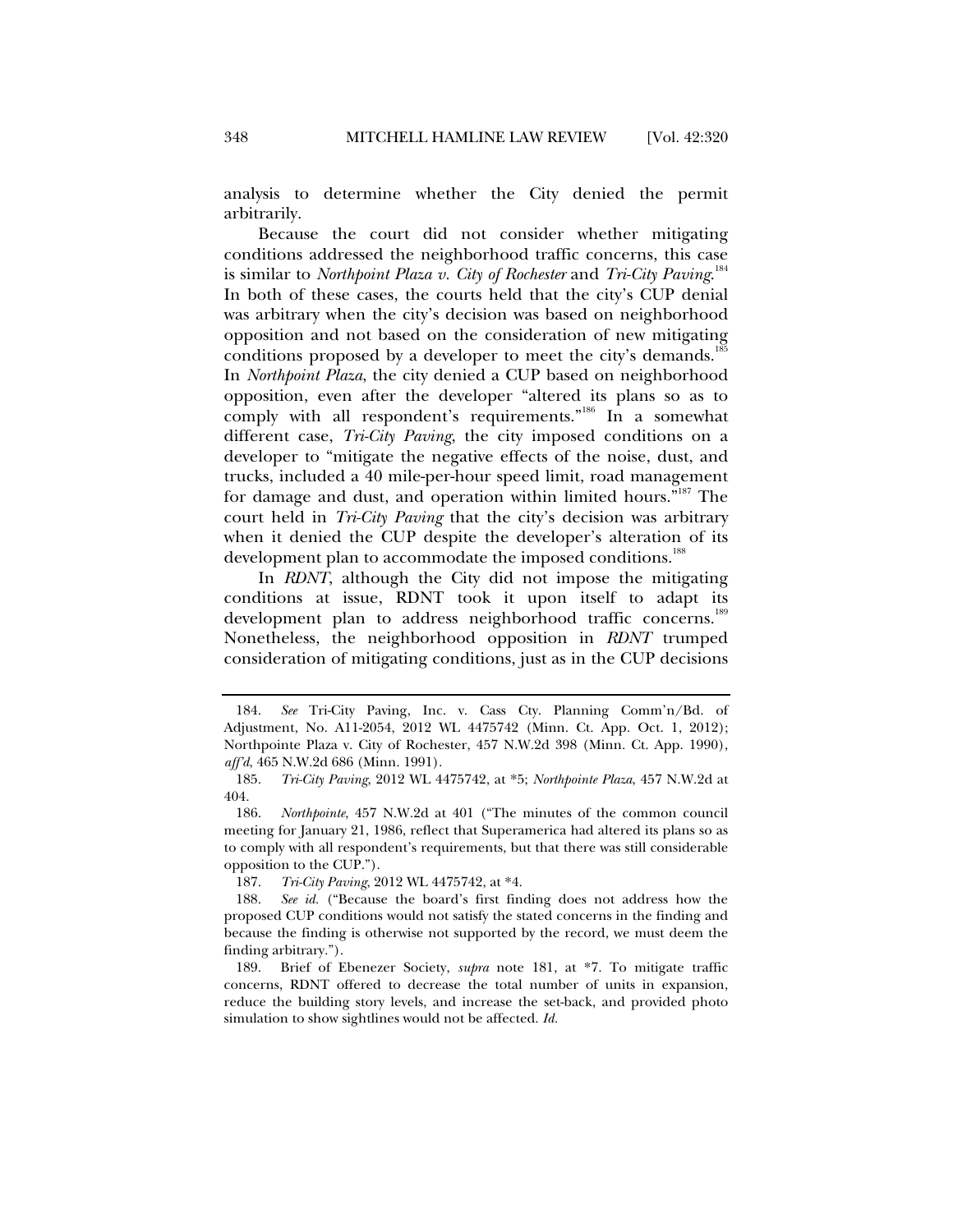analysis to determine whether the City denied the permit arbitrarily.

Because the court did not consider whether mitigating conditions addressed the neighborhood traffic concerns, this case is similar to *Northpoint Plaza v. City of Rochester* and *Tri-City Paving*.[184] In both of these cases, the courts held that the city's CUP denial was arbitrary when the city's decision was based on neighborhood opposition and not based on the consideration of new mitigating conditions proposed by a developer to meet the city's demands.[185] In *Northpoint Plaza*, the city denied a CUP based on neighborhood opposition, even after the developer "altered its plans so as to comply with all respondent's requirements."[186] In a somewhat different case, *Tri-City Paving*, the city imposed conditions on a developer to "mitigate the negative effects of the noise, dust, and trucks, included a 40 mile-per-hour speed limit, road management for damage and dust, and operation within limited hours."[187] The court held in *Tri-City Paving* that the city's decision was arbitrary when it denied the CUP despite the developer's alteration of its development plan to accommodate the imposed conditions.[188]

In *RDNT*, although the City did not impose the mitigating conditions at issue, RDNT took it upon itself to adapt its development plan to address neighborhood traffic concerns.[189] Nonetheless, the neighborhood opposition in *RDNT* trumped consideration of mitigating conditions, just as in the CUP decisions

---

184. *See* Tri-City Paving, Inc. v. Cass Cty. Planning Comm'n/Bd. of Adjustment, No. A11-2054, 2012 WL 4475742 (Minn. Ct. App. Oct. 1, 2012); Northpointe Plaza v. City of Rochester, 457 N.W.2d 398 (Minn. Ct. App. 1990), *aff'd*, 465 N.W.2d 686 (Minn. 1991).

185. *Tri-City Paving*, 2012 WL 4475742, at *5; *Northpointe Plaza*, 457 N.W.2d at 404.

186. *Northpointe*, 457 N.W.2d at 401 ("The minutes of the common council meeting for January 21, 1986, reflect that Superamerica had altered its plans so as to comply with all respondent's requirements, but that there was still considerable opposition to the CUP.").

187. *Tri-City Paving*, 2012 WL 4475742, at *4.

188. *See id.* ("Because the board's first finding does not address how the proposed CUP conditions would not satisfy the stated concerns in the finding and because the finding is otherwise not supported by the record, we must deem the finding arbitrary.").

189. Brief of Ebenezer Society, *supra* note 181, at *7. To mitigate traffic concerns, RDNT offered to decrease the total number of units in expansion, reduce the building story levels, and increase the set-back, and provided photo simulation to show sightlines would not be affected. *Id.*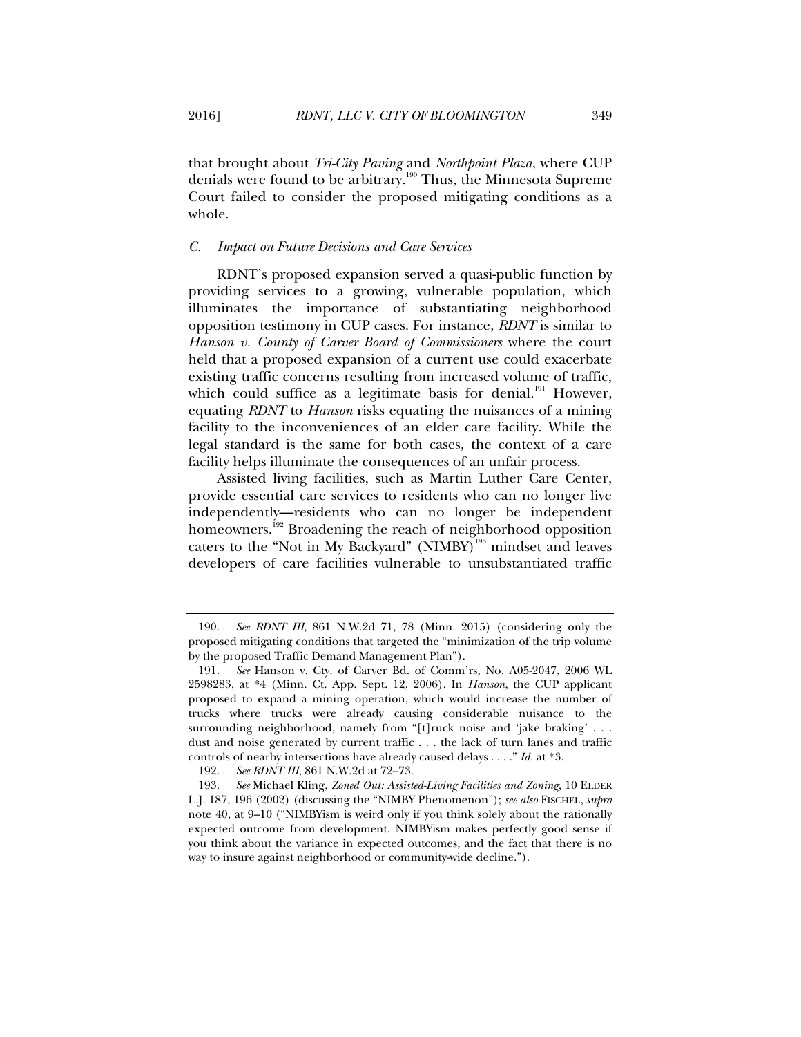that brought about *Tri-City Paving* and *Northpoint Plaza*, where CUP denials were found to be arbitrary.[190] Thus, the Minnesota Supreme Court failed to consider the proposed mitigating conditions as a whole.

### *C. Impact on Future Decisions and Care Services*

RDNT's proposed expansion served a quasi-public function by providing services to a growing, vulnerable population, which illuminates the importance of substantiating neighborhood opposition testimony in CUP cases. For instance, *RDNT* is similar to *Hanson v. County of Carver Board of Commissioners* where the court held that a proposed expansion of a current use could exacerbate existing traffic concerns resulting from increased volume of traffic, which could suffice as a legitimate basis for denial.[191] However, equating *RDNT* to *Hanson* risks equating the nuisances of a mining facility to the inconveniences of an elder care facility. While the legal standard is the same for both cases, the context of a care facility helps illuminate the consequences of an unfair process.

Assisted living facilities, such as Martin Luther Care Center, provide essential care services to residents who can no longer live independently—residents who can no longer be independent homeowners.[192] Broadening the reach of neighborhood opposition caters to the "Not in My Backyard" (NIMBY)[193] mindset and leaves developers of care facilities vulnerable to unsubstantiated traffic

---

190. *See RDNT III*, 861 N.W.2d 71, 78 (Minn. 2015) (considering only the proposed mitigating conditions that targeted the "minimization of the trip volume by the proposed Traffic Demand Management Plan").

191. *See* Hanson v. Cty. of Carver Bd. of Comm'rs, No. A05-2047, 2006 WL 2598283, at *4 (Minn. Ct. App. Sept. 12, 2006). In *Hanson*, the CUP applicant proposed to expand a mining operation, which would increase the number of trucks where trucks were already causing considerable nuisance to the surrounding neighborhood, namely from "[t]ruck noise and 'jake braking' . . . dust and noise generated by current traffic . . . the lack of turn lanes and traffic controls of nearby intersections have already caused delays . . . ." *Id.* at *3.

192. *See RDNT III*, 861 N.W.2d at 72–73.

193. *See* Michael Kling, *Zoned Out: Assisted-Living Facilities and Zoning*, 10 ELDER L.J. 187, 196 (2002) (discussing the "NIMBY Phenomenon"); *see also* FISCHEL, *supra* note 40, at 9–10 ("NIMBYism is weird only if you think solely about the rationally expected outcome from development. NIMBYism makes perfectly good sense if you think about the variance in expected outcomes, and the fact that there is no way to insure against neighborhood or community-wide decline.").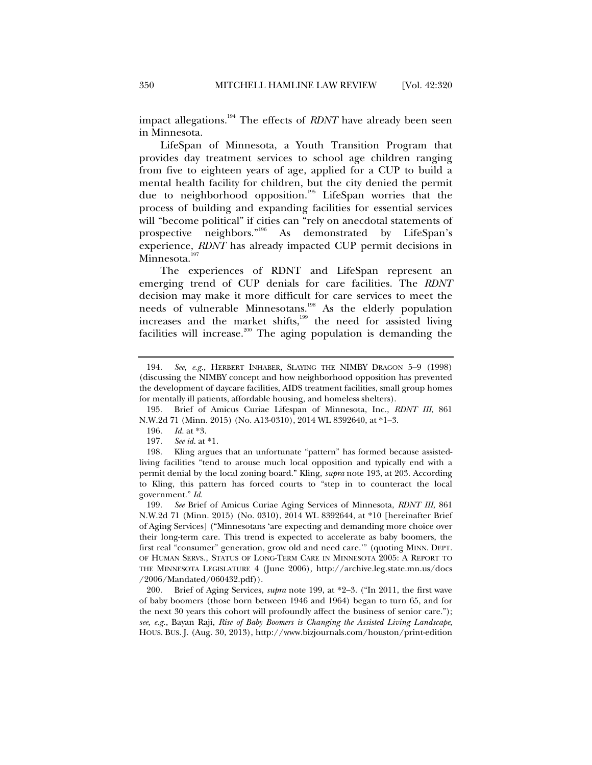impact allegations.[194] The effects of *RDNT* have already been seen in Minnesota.

LifeSpan of Minnesota, a Youth Transition Program that provides day treatment services to school age children ranging from five to eighteen years of age, applied for a CUP to build a mental health facility for children, but the city denied the permit due to neighborhood opposition.[195] LifeSpan worries that the process of building and expanding facilities for essential services will "become political" if cities can "rely on anecdotal statements of prospective neighbors."[196] As demonstrated by LifeSpan's experience, *RDNT* has already impacted CUP permit decisions in Minnesota.[197]

The experiences of RDNT and LifeSpan represent an emerging trend of CUP denials for care facilities. The *RDNT* decision may make it more difficult for care services to meet the needs of vulnerable Minnesotans.[198] As the elderly population increases and the market shifts,[199] the need for assisted living facilities will increase.[200] The aging population is demanding the

---

194. *See, e.g.*, HERBERT INHABER, SLAYING THE NIMBY DRAGON 5–9 (1998) (discussing the NIMBY concept and how neighborhood opposition has prevented the development of daycare facilities, AIDS treatment facilities, small group homes for mentally ill patients, affordable housing, and homeless shelters).

195. Brief of Amicus Curiae Lifespan of Minnesota, Inc., *RDNT III*, 861 N.W.2d 71 (Minn. 2015) (No. A13-0310), 2014 WL 8392640, at *1–3.

196. *Id.* at *3.

197. *See id.* at *1.

198. Kling argues that an unfortunate "pattern" has formed because assisted-living facilities "tend to arouse much local opposition and typically end with a permit denial by the local zoning board." Kling, *supra* note 193, at 203. According to Kling, this pattern has forced courts to "step in to counteract the local government." *Id.*

199. *See* Brief of Amicus Curiae Aging Services of Minnesota, *RDNT III*, 861 N.W.2d 71 (Minn. 2015) (No. 0310), 2014 WL 8392644, at *10 [hereinafter Brief of Aging Services] ("Minnesotans 'are expecting and demanding more choice over their long-term care. This trend is expected to accelerate as baby boomers, the first real "consumer" generation, grow old and need care.'" (quoting MINN. DEPT. OF HUMAN SERVS., STATUS OF LONG-TERM CARE IN MINNESOTA 2005: A REPORT TO THE MINNESOTA LEGISLATURE 4 (June 2006), http://archive.leg.state.mn.us/docs/2006/Mandated/060432.pdf)).

200. Brief of Aging Services, *supra* note 199, at *2–3. ("In 2011, the first wave of baby boomers (those born between 1946 and 1964) began to turn 65, and for the next 30 years this cohort will profoundly affect the business of senior care."); *see, e.g.*, Bayan Raji, *Rise of Baby Boomers is Changing the Assisted Living Landscape*, HOUS. BUS. J. (Aug. 30, 2013), http://www.bizjournals.com/houston/print-edition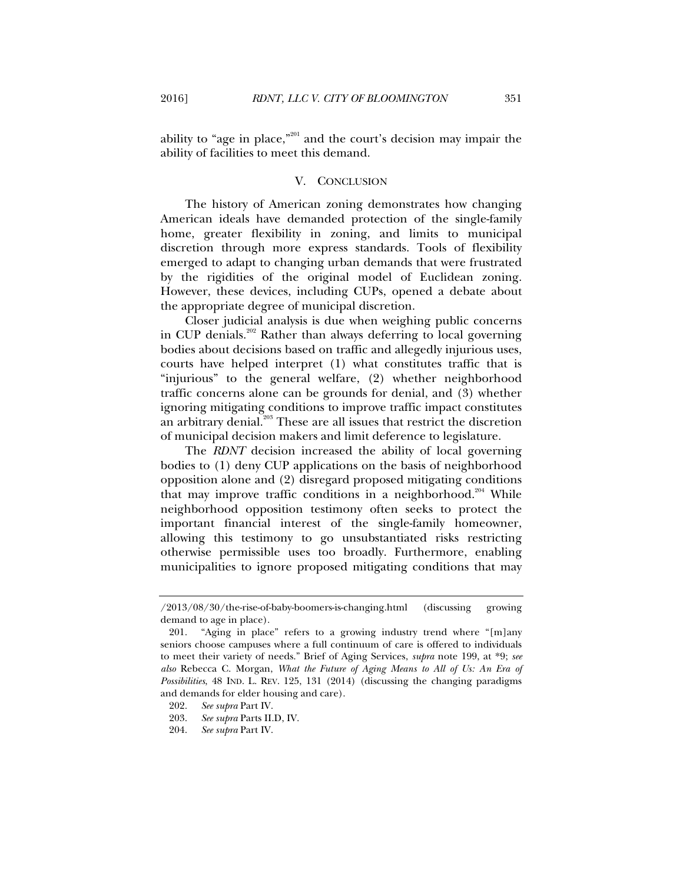ability to "age in place,"[201] and the court's decision may impair the ability of facilities to meet this demand.

## V. CONCLUSION

The history of American zoning demonstrates how changing American ideals have demanded protection of the single-family home, greater flexibility in zoning, and limits to municipal discretion through more express standards. Tools of flexibility emerged to adapt to changing urban demands that were frustrated by the rigidities of the original model of Euclidean zoning. However, these devices, including CUPs, opened a debate about the appropriate degree of municipal discretion.

Closer judicial analysis is due when weighing public concerns in CUP denials.[202] Rather than always deferring to local governing bodies about decisions based on traffic and allegedly injurious uses, courts have helped interpret (1) what constitutes traffic that is "injurious" to the general welfare, (2) whether neighborhood traffic concerns alone can be grounds for denial, and (3) whether ignoring mitigating conditions to improve traffic impact constitutes an arbitrary denial.[203] These are all issues that restrict the discretion of municipal decision makers and limit deference to legislature.

The *RDNT* decision increased the ability of local governing bodies to (1) deny CUP applications on the basis of neighborhood opposition alone and (2) disregard proposed mitigating conditions that may improve traffic conditions in a neighborhood.[204] While neighborhood opposition testimony often seeks to protect the important financial interest of the single-family homeowner, allowing this testimony to go unsubstantiated risks restricting otherwise permissible uses too broadly. Furthermore, enabling municipalities to ignore proposed mitigating conditions that may

---

/2013/08/30/the-rise-of-baby-boomers-is-changing.html (discussing growing demand to age in place).

201. "Aging in place" refers to a growing industry trend where "[m]any seniors choose campuses where a full continuum of care is offered to individuals to meet their variety of needs." Brief of Aging Services, *supra* note 199, at *9; *see also* Rebecca C. Morgan, *What the Future of Aging Means to All of Us: An Era of Possibilities*, 48 IND. L. REV. 125, 131 (2014) (discussing the changing paradigms and demands for elder housing and care).

202. *See supra* Part IV.

203. *See supra* Parts II.D, IV.

204. *See supra* Part IV.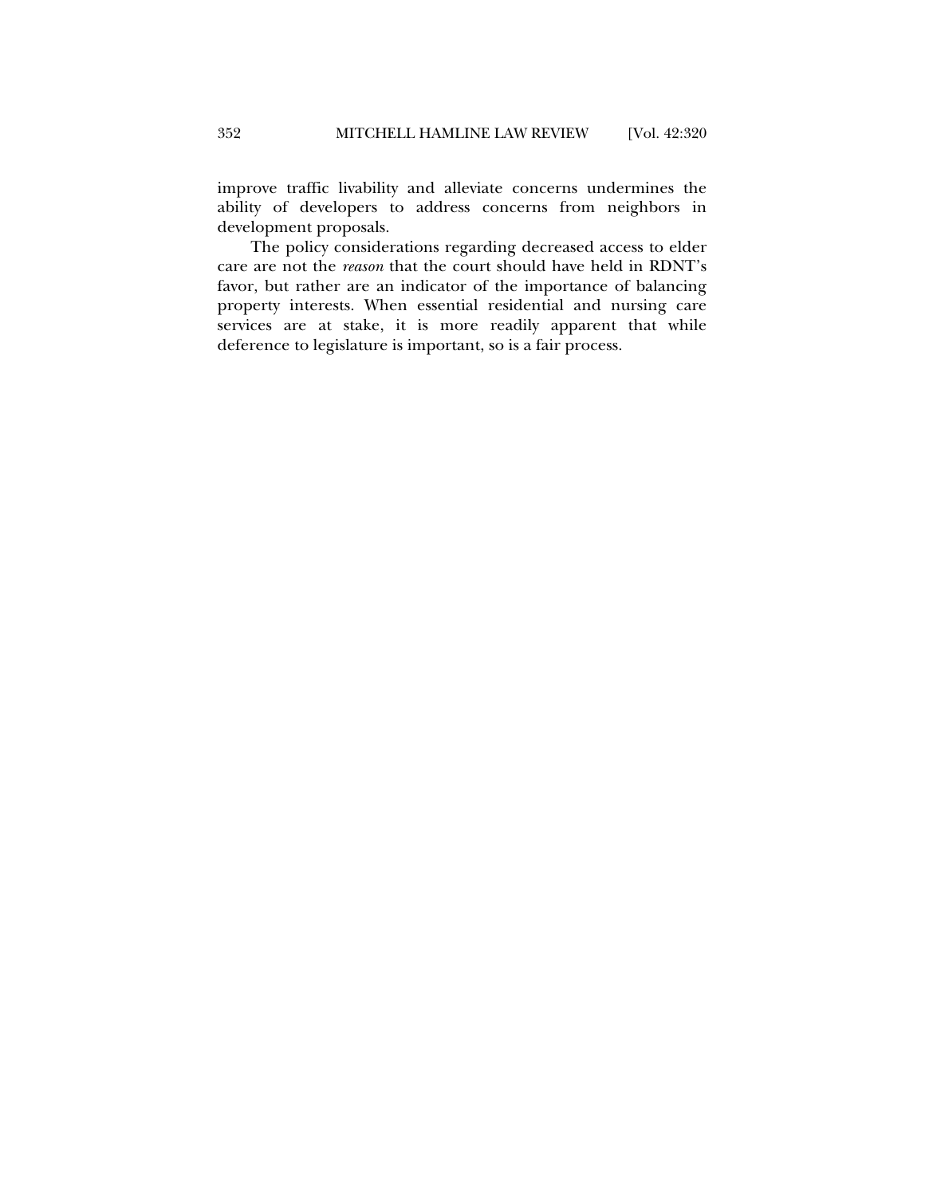improve traffic livability and alleviate concerns undermines the ability of developers to address concerns from neighbors in development proposals.

The policy considerations regarding decreased access to elder care are not the *reason* that the court should have held in RDNT's favor, but rather are an indicator of the importance of balancing property interests. When essential residential and nursing care services are at stake, it is more readily apparent that while deference to legislature is important, so is a fair process.